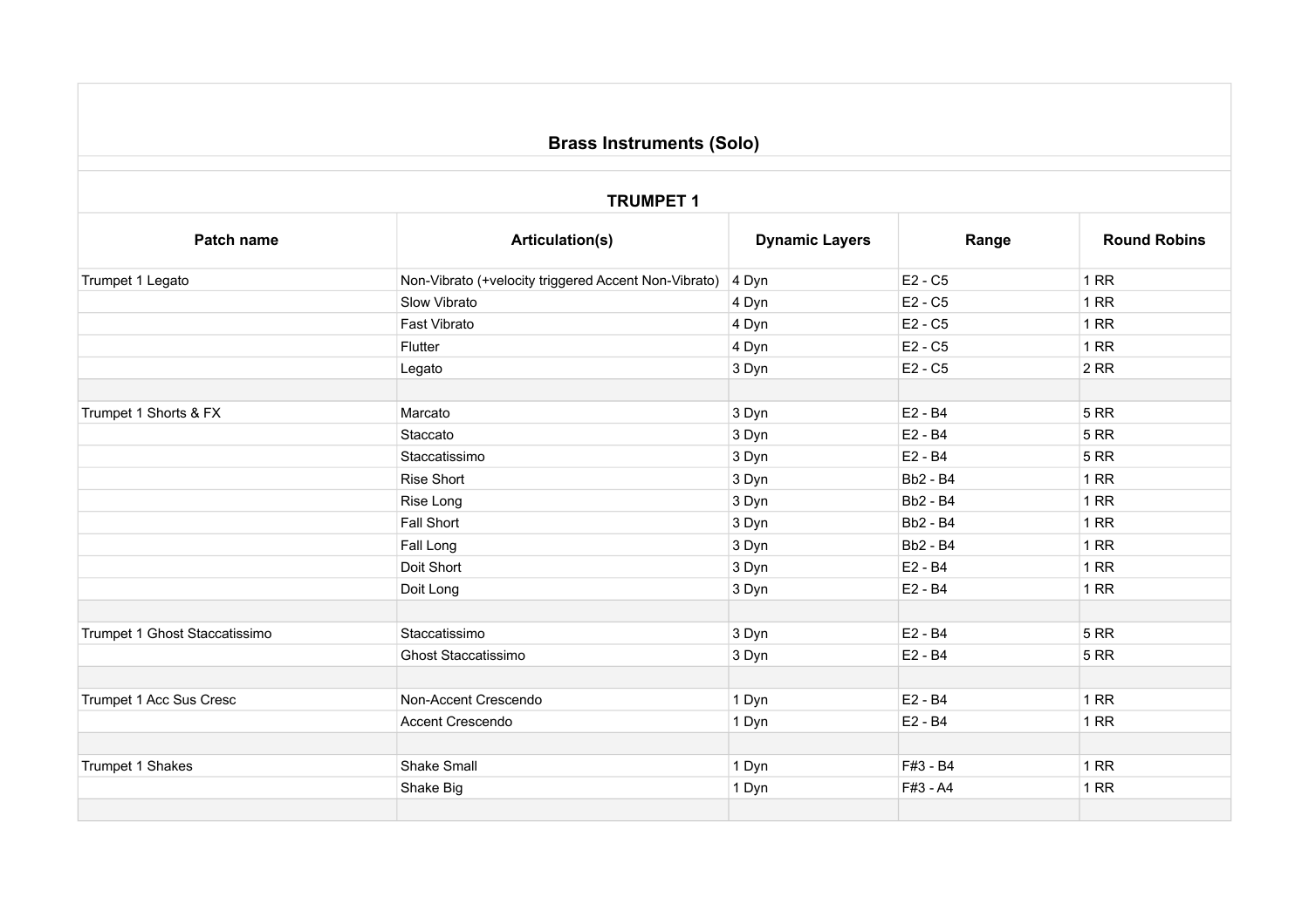# Brass Instruments (Solo)

## TRUMPET 1

| Patch name | Articulation(s) | Dynamic Layers | Range | Round Robins |
|---|---|---|---|---|
| Trumpet 1 Legato | Non-Vibrato (+velocity triggered Accent Non-Vibrato) | 4 Dyn | E2 - C5 | 1 RR |
| | Slow Vibrato | 4 Dyn | E2 - C5 | 1 RR |
| | Fast Vibrato | 4 Dyn | E2 - C5 | 1 RR |
| | Flutter | 4 Dyn | E2 - C5 | 1 RR |
| | Legato | 3 Dyn | E2 - C5 | 2 RR |
| | | | | |
| Trumpet 1 Shorts & FX | Marcato | 3 Dyn | E2 - B4 | 5 RR |
| | Staccato | 3 Dyn | E2 - B4 | 5 RR |
| | Staccatissimo | 3 Dyn | E2 - B4 | 5 RR |
| | Rise Short | 3 Dyn | Bb2 - B4 | 1 RR |
| | Rise Long | 3 Dyn | Bb2 - B4 | 1 RR |
| | Fall Short | 3 Dyn | Bb2 - B4 | 1 RR |
| | Fall Long | 3 Dyn | Bb2 - B4 | 1 RR |
| | Doit Short | 3 Dyn | E2 - B4 | 1 RR |
| | Doit Long | 3 Dyn | E2 - B4 | 1 RR |
| | | | | |
| Trumpet 1 Ghost Staccatissimo | Staccatissimo | 3 Dyn | E2 - B4 | 5 RR |
| | Ghost Staccatissimo | 3 Dyn | E2 - B4 | 5 RR |
| | | | | |
| Trumpet 1 Acc Sus Cresc | Non-Accent Crescendo | 1 Dyn | E2 - B4 | 1 RR |
| | Accent Crescendo | 1 Dyn | E2 - B4 | 1 RR |
| | | | | |
| Trumpet 1 Shakes | Shake Small | 1 Dyn | F#3 - B4 | 1 RR |
| | Shake Big | 1 Dyn | F#3 - A4 | 1 RR |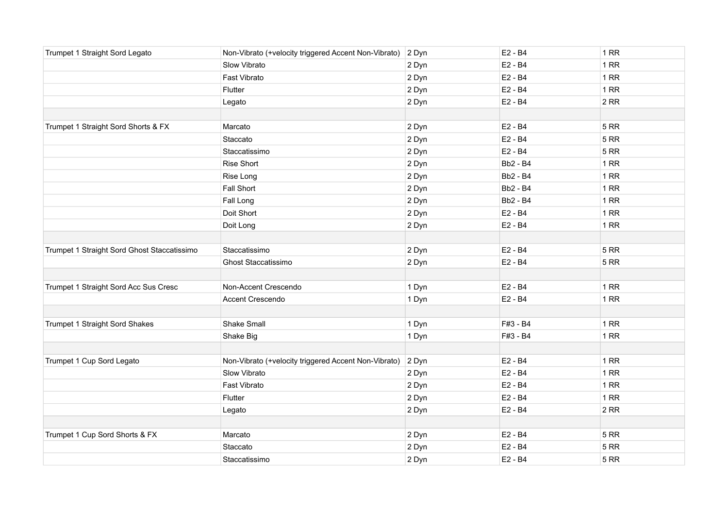| | | | | |
|---|---|---|---|---|
| Trumpet 1 Straight Sord Legato | Non-Vibrato (+velocity triggered Accent Non-Vibrato) | 2 Dyn | E2 - B4 | 1 RR |
| | Slow Vibrato | 2 Dyn | E2 - B4 | 1 RR |
| | Fast Vibrato | 2 Dyn | E2 - B4 | 1 RR |
| | Flutter | 2 Dyn | E2 - B4 | 1 RR |
| | Legato | 2 Dyn | E2 - B4 | 2 RR |
| | | | | |
| Trumpet 1 Straight Sord Shorts & FX | Marcato | 2 Dyn | E2 - B4 | 5 RR |
| | Staccato | 2 Dyn | E2 - B4 | 5 RR |
| | Staccatissimo | 2 Dyn | E2 - B4 | 5 RR |
| | Rise Short | 2 Dyn | Bb2 - B4 | 1 RR |
| | Rise Long | 2 Dyn | Bb2 - B4 | 1 RR |
| | Fall Short | 2 Dyn | Bb2 - B4 | 1 RR |
| | Fall Long | 2 Dyn | Bb2 - B4 | 1 RR |
| | Doit Short | 2 Dyn | E2 - B4 | 1 RR |
| | Doit Long | 2 Dyn | E2 - B4 | 1 RR |
| | | | | |
| Trumpet 1 Straight Sord Ghost Staccatissimo | Staccatissimo | 2 Dyn | E2 - B4 | 5 RR |
| | Ghost Staccatissimo | 2 Dyn | E2 - B4 | 5 RR |
| | | | | |
| Trumpet 1 Straight Sord Acc Sus Cresc | Non-Accent Crescendo | 1 Dyn | E2 - B4 | 1 RR |
| | Accent Crescendo | 1 Dyn | E2 - B4 | 1 RR |
| | | | | |
| Trumpet 1 Straight Sord Shakes | Shake Small | 1 Dyn | F#3 - B4 | 1 RR |
| | Shake Big | 1 Dyn | F#3 - B4 | 1 RR |
| | | | | |
| Trumpet 1 Cup Sord Legato | Non-Vibrato (+velocity triggered Accent Non-Vibrato) | 2 Dyn | E2 - B4 | 1 RR |
| | Slow Vibrato | 2 Dyn | E2 - B4 | 1 RR |
| | Fast Vibrato | 2 Dyn | E2 - B4 | 1 RR |
| | Flutter | 2 Dyn | E2 - B4 | 1 RR |
| | Legato | 2 Dyn | E2 - B4 | 2 RR |
| | | | | |
| Trumpet 1 Cup Sord Shorts & FX | Marcato | 2 Dyn | E2 - B4 | 5 RR |
| | Staccato | 2 Dyn | E2 - B4 | 5 RR |
| | Staccatissimo | 2 Dyn | E2 - B4 | 5 RR |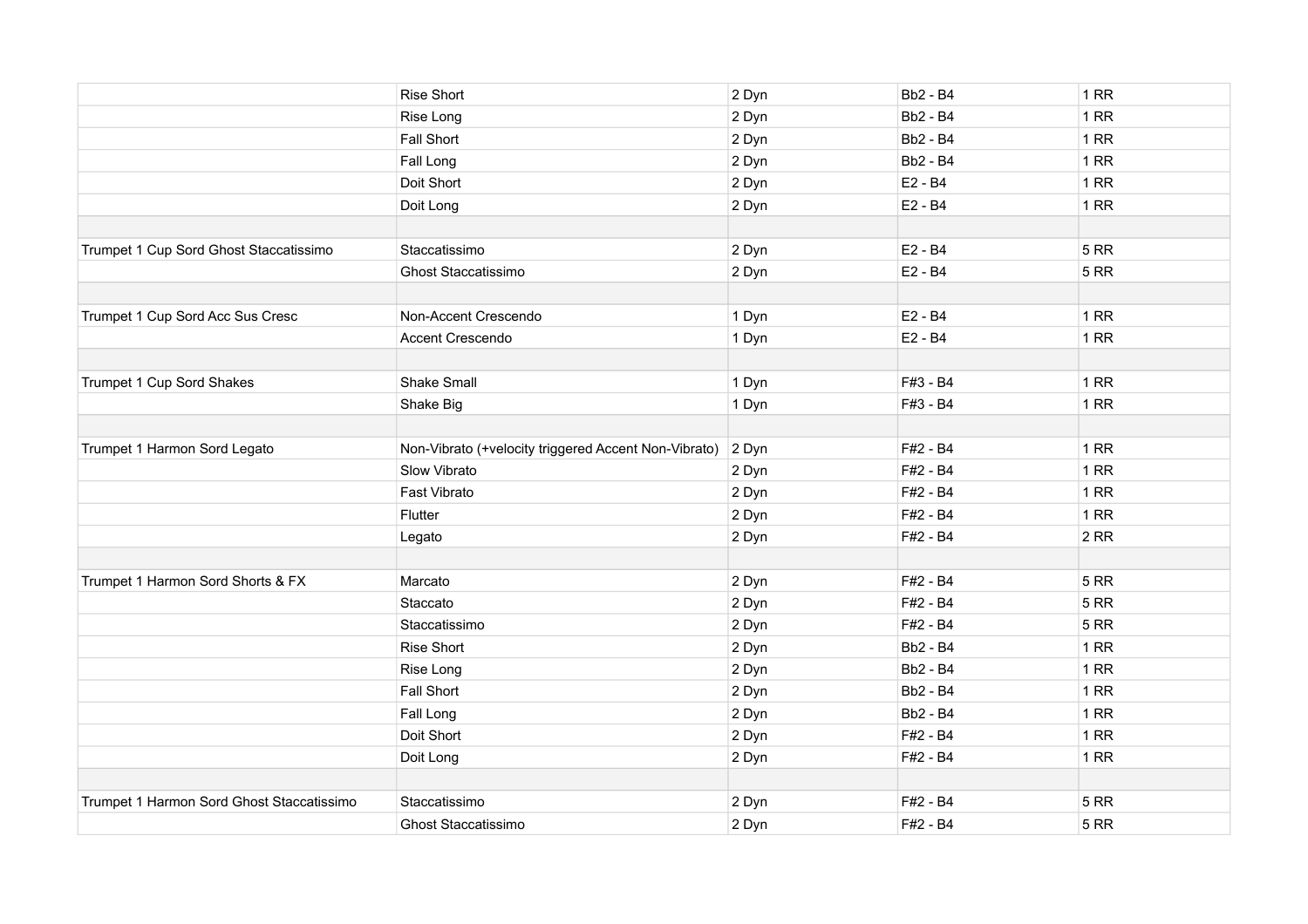| | | | | |
|---|---|---|---|---|
| | Rise Short | 2 Dyn | Bb2 - B4 | 1 RR |
| | Rise Long | 2 Dyn | Bb2 - B4 | 1 RR |
| | Fall Short | 2 Dyn | Bb2 - B4 | 1 RR |
| | Fall Long | 2 Dyn | Bb2 - B4 | 1 RR |
| | Doit Short | 2 Dyn | E2 - B4 | 1 RR |
| | Doit Long | 2 Dyn | E2 - B4 | 1 RR |
| | | | | |
| Trumpet 1 Cup Sord Ghost Staccatissimo | Staccatissimo | 2 Dyn | E2 - B4 | 5 RR |
| | Ghost Staccatissimo | 2 Dyn | E2 - B4 | 5 RR |
| | | | | |
| Trumpet 1 Cup Sord Acc Sus Cresc | Non-Accent Crescendo | 1 Dyn | E2 - B4 | 1 RR |
| | Accent Crescendo | 1 Dyn | E2 - B4 | 1 RR |
| | | | | |
| Trumpet 1 Cup Sord Shakes | Shake Small | 1 Dyn | F#3 - B4 | 1 RR |
| | Shake Big | 1 Dyn | F#3 - B4 | 1 RR |
| | | | | |
| Trumpet 1 Harmon Sord Legato | Non-Vibrato (+velocity triggered Accent Non-Vibrato) | 2 Dyn | F#2 - B4 | 1 RR |
| | Slow Vibrato | 2 Dyn | F#2 - B4 | 1 RR |
| | Fast Vibrato | 2 Dyn | F#2 - B4 | 1 RR |
| | Flutter | 2 Dyn | F#2 - B4 | 1 RR |
| | Legato | 2 Dyn | F#2 - B4 | 2 RR |
| | | | | |
| Trumpet 1 Harmon Sord Shorts & FX | Marcato | 2 Dyn | F#2 - B4 | 5 RR |
| | Staccato | 2 Dyn | F#2 - B4 | 5 RR |
| | Staccatissimo | 2 Dyn | F#2 - B4 | 5 RR |
| | Rise Short | 2 Dyn | Bb2 - B4 | 1 RR |
| | Rise Long | 2 Dyn | Bb2 - B4 | 1 RR |
| | Fall Short | 2 Dyn | Bb2 - B4 | 1 RR |
| | Fall Long | 2 Dyn | Bb2 - B4 | 1 RR |
| | Doit Short | 2 Dyn | F#2 - B4 | 1 RR |
| | Doit Long | 2 Dyn | F#2 - B4 | 1 RR |
| | | | | |
| Trumpet 1 Harmon Sord Ghost Staccatissimo | Staccatissimo | 2 Dyn | F#2 - B4 | 5 RR |
| | Ghost Staccatissimo | 2 Dyn | F#2 - B4 | 5 RR |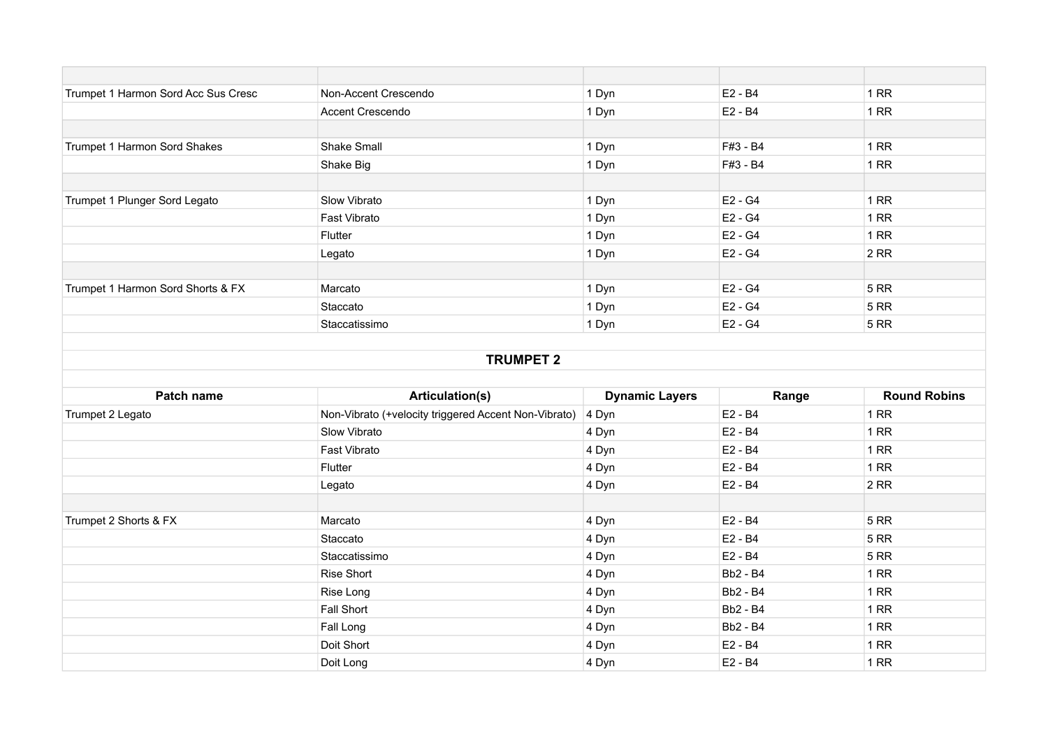| | | | | |
|---|---|---|---|---|
| Trumpet 1 Harmon Sord Acc Sus Cresc | Non-Accent Crescendo | 1 Dyn | E2 - B4 | 1 RR |
| | Accent Crescendo | 1 Dyn | E2 - B4 | 1 RR |
| | | | | |
| Trumpet 1 Harmon Sord Shakes | Shake Small | 1 Dyn | F#3 - B4 | 1 RR |
| | Shake Big | 1 Dyn | F#3 - B4 | 1 RR |
| | | | | |
| Trumpet 1 Plunger Sord Legato | Slow Vibrato | 1 Dyn | E2 - G4 | 1 RR |
| | Fast Vibrato | 1 Dyn | E2 - G4 | 1 RR |
| | Flutter | 1 Dyn | E2 - G4 | 1 RR |
| | Legato | 1 Dyn | E2 - G4 | 2 RR |
| | | | | |
| Trumpet 1 Harmon Sord Shorts & FX | Marcato | 1 Dyn | E2 - G4 | 5 RR |
| | Staccato | 1 Dyn | E2 - G4 | 5 RR |
| | Staccatissimo | 1 Dyn | E2 - G4 | 5 RR |

## TRUMPET 2

| Patch name | Articulation(s) | Dynamic Layers | Range | Round Robins |
|---|---|---|---|---|
| Trumpet 2 Legato | Non-Vibrato (+velocity triggered Accent Non-Vibrato) | 4 Dyn | E2 - B4 | 1 RR |
| | Slow Vibrato | 4 Dyn | E2 - B4 | 1 RR |
| | Fast Vibrato | 4 Dyn | E2 - B4 | 1 RR |
| | Flutter | 4 Dyn | E2 - B4 | 1 RR |
| | Legato | 4 Dyn | E2 - B4 | 2 RR |
| | | | | |
| Trumpet 2 Shorts & FX | Marcato | 4 Dyn | E2 - B4 | 5 RR |
| | Staccato | 4 Dyn | E2 - B4 | 5 RR |
| | Staccatissimo | 4 Dyn | E2 - B4 | 5 RR |
| | Rise Short | 4 Dyn | Bb2 - B4 | 1 RR |
| | Rise Long | 4 Dyn | Bb2 - B4 | 1 RR |
| | Fall Short | 4 Dyn | Bb2 - B4 | 1 RR |
| | Fall Long | 4 Dyn | Bb2 - B4 | 1 RR |
| | Doit Short | 4 Dyn | E2 - B4 | 1 RR |
| | Doit Long | 4 Dyn | E2 - B4 | 1 RR |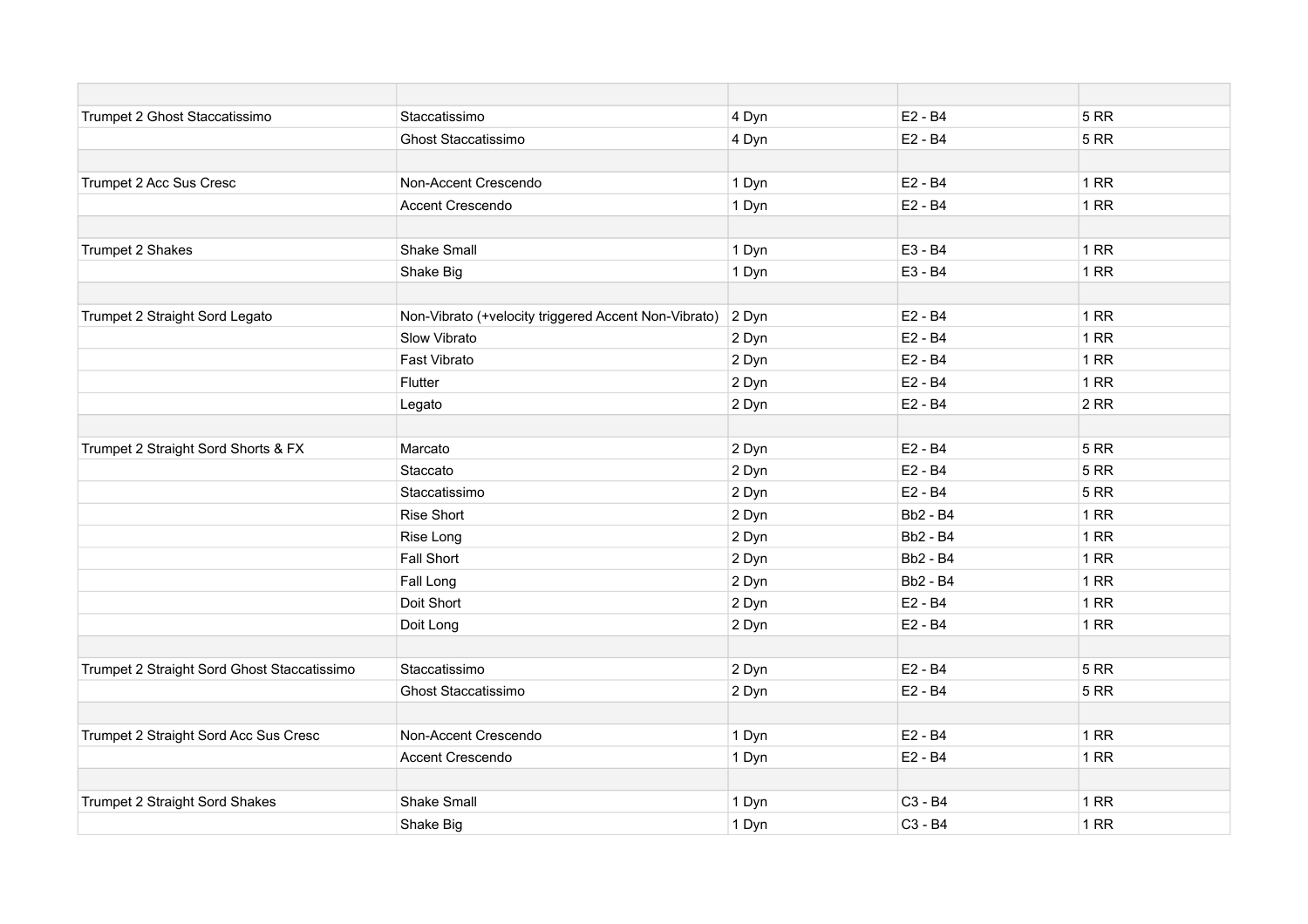| | | | | |
|---|---|---|---|---|
| Trumpet 2 Ghost Staccatissimo | Staccatissimo | 4 Dyn | E2 - B4 | 5 RR |
| | Ghost Staccatissimo | 4 Dyn | E2 - B4 | 5 RR |
| | | | | |
| Trumpet 2 Acc Sus Cresc | Non-Accent Crescendo | 1 Dyn | E2 - B4 | 1 RR |
| | Accent Crescendo | 1 Dyn | E2 - B4 | 1 RR |
| | | | | |
| Trumpet 2 Shakes | Shake Small | 1 Dyn | E3 - B4 | 1 RR |
| | Shake Big | 1 Dyn | E3 - B4 | 1 RR |
| | | | | |
| Trumpet 2 Straight Sord Legato | Non-Vibrato (+velocity triggered Accent Non-Vibrato) | 2 Dyn | E2 - B4 | 1 RR |
| | Slow Vibrato | 2 Dyn | E2 - B4 | 1 RR |
| | Fast Vibrato | 2 Dyn | E2 - B4 | 1 RR |
| | Flutter | 2 Dyn | E2 - B4 | 1 RR |
| | Legato | 2 Dyn | E2 - B4 | 2 RR |
| | | | | |
| Trumpet 2 Straight Sord Shorts & FX | Marcato | 2 Dyn | E2 - B4 | 5 RR |
| | Staccato | 2 Dyn | E2 - B4 | 5 RR |
| | Staccatissimo | 2 Dyn | E2 - B4 | 5 RR |
| | Rise Short | 2 Dyn | Bb2 - B4 | 1 RR |
| | Rise Long | 2 Dyn | Bb2 - B4 | 1 RR |
| | Fall Short | 2 Dyn | Bb2 - B4 | 1 RR |
| | Fall Long | 2 Dyn | Bb2 - B4 | 1 RR |
| | Doit Short | 2 Dyn | E2 - B4 | 1 RR |
| | Doit Long | 2 Dyn | E2 - B4 | 1 RR |
| | | | | |
| Trumpet 2 Straight Sord Ghost Staccatissimo | Staccatissimo | 2 Dyn | E2 - B4 | 5 RR |
| | Ghost Staccatissimo | 2 Dyn | E2 - B4 | 5 RR |
| | | | | |
| Trumpet 2 Straight Sord Acc Sus Cresc | Non-Accent Crescendo | 1 Dyn | E2 - B4 | 1 RR |
| | Accent Crescendo | 1 Dyn | E2 - B4 | 1 RR |
| | | | | |
| Trumpet 2 Straight Sord Shakes | Shake Small | 1 Dyn | C3 - B4 | 1 RR |
| | Shake Big | 1 Dyn | C3 - B4 | 1 RR |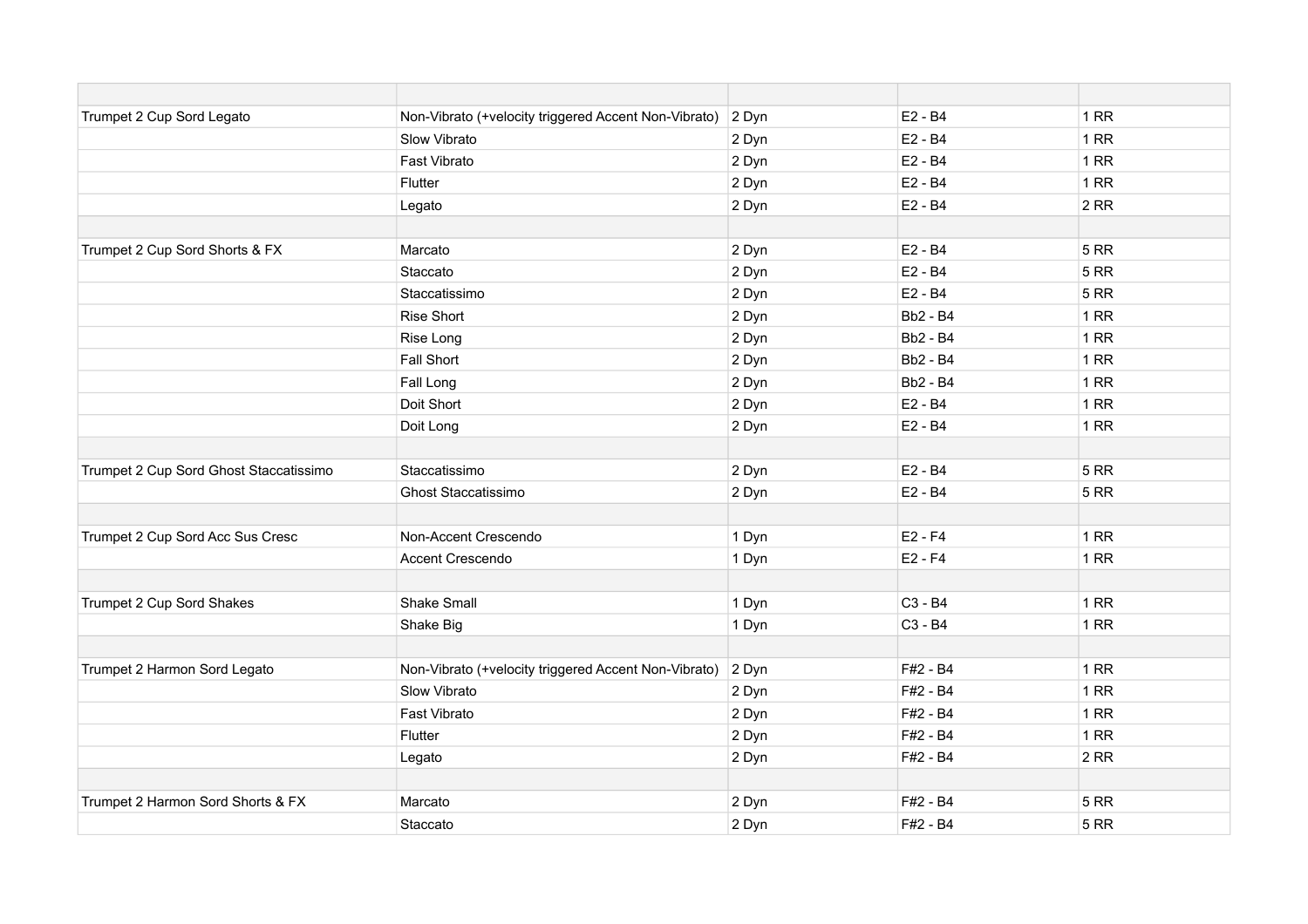| | | | | |
|---|---|---|---|---|
| Trumpet 2 Cup Sord Legato | Non-Vibrato (+velocity triggered Accent Non-Vibrato) | 2 Dyn | E2 - B4 | 1 RR |
| | Slow Vibrato | 2 Dyn | E2 - B4 | 1 RR |
| | Fast Vibrato | 2 Dyn | E2 - B4 | 1 RR |
| | Flutter | 2 Dyn | E2 - B4 | 1 RR |
| | Legato | 2 Dyn | E2 - B4 | 2 RR |
| | | | | |
| Trumpet 2 Cup Sord Shorts & FX | Marcato | 2 Dyn | E2 - B4 | 5 RR |
| | Staccato | 2 Dyn | E2 - B4 | 5 RR |
| | Staccatissimo | 2 Dyn | E2 - B4 | 5 RR |
| | Rise Short | 2 Dyn | Bb2 - B4 | 1 RR |
| | Rise Long | 2 Dyn | Bb2 - B4 | 1 RR |
| | Fall Short | 2 Dyn | Bb2 - B4 | 1 RR |
| | Fall Long | 2 Dyn | Bb2 - B4 | 1 RR |
| | Doit Short | 2 Dyn | E2 - B4 | 1 RR |
| | Doit Long | 2 Dyn | E2 - B4 | 1 RR |
| | | | | |
| Trumpet 2 Cup Sord Ghost Staccatissimo | Staccatissimo | 2 Dyn | E2 - B4 | 5 RR |
| | Ghost Staccatissimo | 2 Dyn | E2 - B4 | 5 RR |
| | | | | |
| Trumpet 2 Cup Sord Acc Sus Cresc | Non-Accent Crescendo | 1 Dyn | E2 - F4 | 1 RR |
| | Accent Crescendo | 1 Dyn | E2 - F4 | 1 RR |
| | | | | |
| Trumpet 2 Cup Sord Shakes | Shake Small | 1 Dyn | C3 - B4 | 1 RR |
| | Shake Big | 1 Dyn | C3 - B4 | 1 RR |
| | | | | |
| Trumpet 2 Harmon Sord Legato | Non-Vibrato (+velocity triggered Accent Non-Vibrato) | 2 Dyn | F#2 - B4 | 1 RR |
| | Slow Vibrato | 2 Dyn | F#2 - B4 | 1 RR |
| | Fast Vibrato | 2 Dyn | F#2 - B4 | 1 RR |
| | Flutter | 2 Dyn | F#2 - B4 | 1 RR |
| | Legato | 2 Dyn | F#2 - B4 | 2 RR |
| | | | | |
| Trumpet 2 Harmon Sord Shorts & FX | Marcato | 2 Dyn | F#2 - B4 | 5 RR |
| | Staccato | 2 Dyn | F#2 - B4 | 5 RR |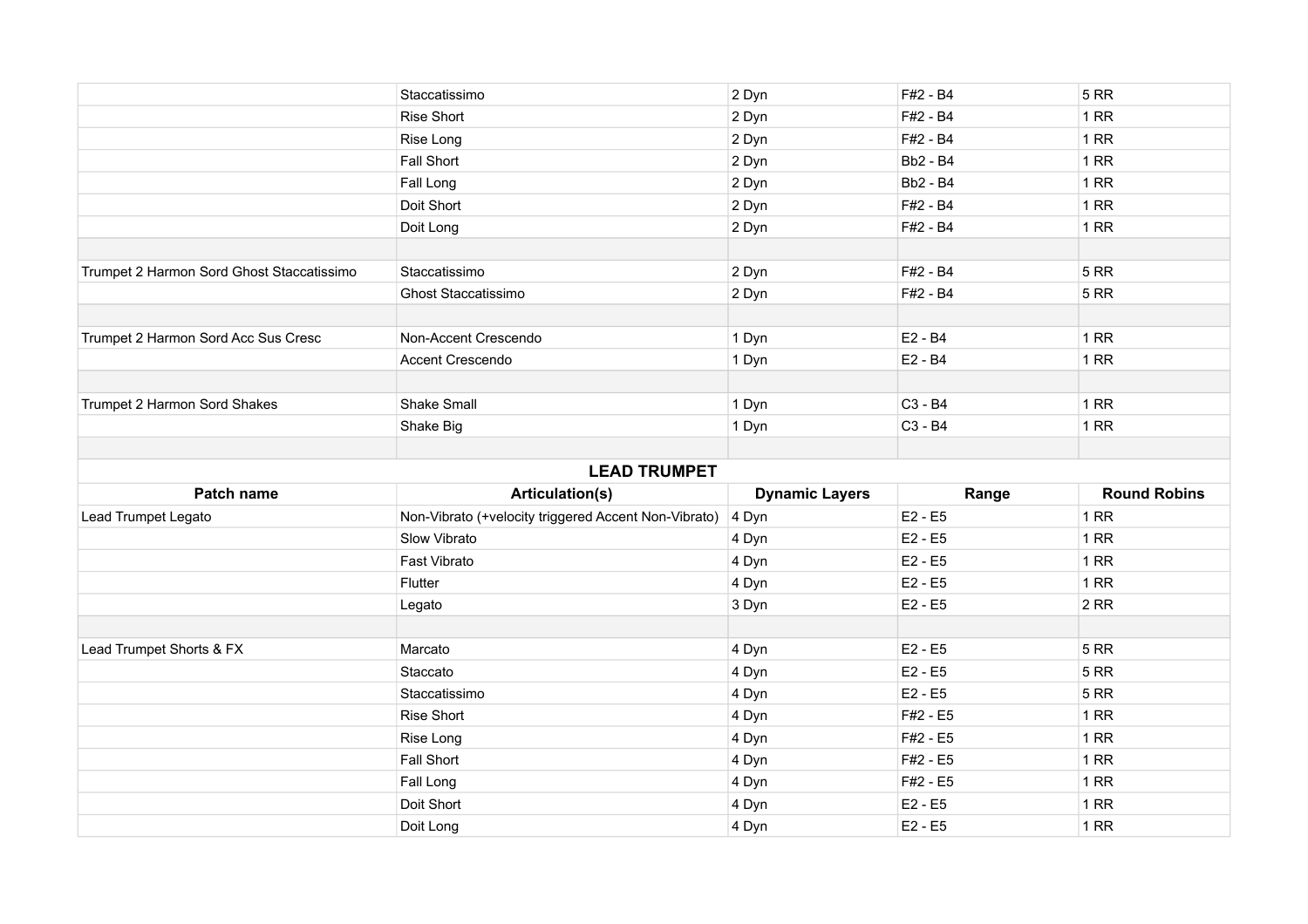| | | | | |
|---|---|---|---|---|
| | Staccatissimo | 2 Dyn | F#2 - B4 | 5 RR |
| | Rise Short | 2 Dyn | F#2 - B4 | 1 RR |
| | Rise Long | 2 Dyn | F#2 - B4 | 1 RR |
| | Fall Short | 2 Dyn | Bb2 - B4 | 1 RR |
| | Fall Long | 2 Dyn | Bb2 - B4 | 1 RR |
| | Doit Short | 2 Dyn | F#2 - B4 | 1 RR |
| | Doit Long | 2 Dyn | F#2 - B4 | 1 RR |
| | | | | |
| Trumpet 2 Harmon Sord Ghost Staccatissimo | Staccatissimo | 2 Dyn | F#2 - B4 | 5 RR |
| | Ghost Staccatissimo | 2 Dyn | F#2 - B4 | 5 RR |
| | | | | |
| Trumpet 2 Harmon Sord Acc Sus Cresc | Non-Accent Crescendo | 1 Dyn | E2 - B4 | 1 RR |
| | Accent Crescendo | 1 Dyn | E2 - B4 | 1 RR |
| | | | | |
| Trumpet 2 Harmon Sord Shakes | Shake Small | 1 Dyn | C3 - B4 | 1 RR |
| | Shake Big | 1 Dyn | C3 - B4 | 1 RR |

## LEAD TRUMPET

| Patch name | Articulation(s) | Dynamic Layers | Range | Round Robins |
|---|---|---|---|---|
| Lead Trumpet Legato | Non-Vibrato (+velocity triggered Accent Non-Vibrato) | 4 Dyn | E2 - E5 | 1 RR |
| | Slow Vibrato | 4 Dyn | E2 - E5 | 1 RR |
| | Fast Vibrato | 4 Dyn | E2 - E5 | 1 RR |
| | Flutter | 4 Dyn | E2 - E5 | 1 RR |
| | Legato | 3 Dyn | E2 - E5 | 2 RR |
| | | | | |
| Lead Trumpet Shorts & FX | Marcato | 4 Dyn | E2 - E5 | 5 RR |
| | Staccato | 4 Dyn | E2 - E5 | 5 RR |
| | Staccatissimo | 4 Dyn | E2 - E5 | 5 RR |
| | Rise Short | 4 Dyn | F#2 - E5 | 1 RR |
| | Rise Long | 4 Dyn | F#2 - E5 | 1 RR |
| | Fall Short | 4 Dyn | F#2 - E5 | 1 RR |
| | Fall Long | 4 Dyn | F#2 - E5 | 1 RR |
| | Doit Short | 4 Dyn | E2 - E5 | 1 RR |
| | Doit Long | 4 Dyn | E2 - E5 | 1 RR |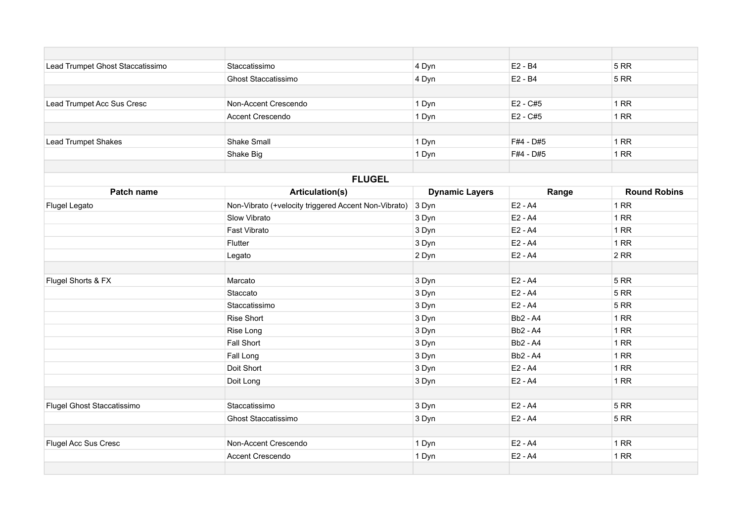| | | | | |
|---|---|---|---|---|
| Lead Trumpet Ghost Staccatissimo | Staccatissimo | 4 Dyn | E2 - B4 | 5 RR |
| | Ghost Staccatissimo | 4 Dyn | E2 - B4 | 5 RR |
| | | | | |
| Lead Trumpet Acc Sus Cresc | Non-Accent Crescendo | 1 Dyn | E2 - C#5 | 1 RR |
| | Accent Crescendo | 1 Dyn | E2 - C#5 | 1 RR |
| | | | | |
| Lead Trumpet Shakes | Shake Small | 1 Dyn | F#4 - D#5 | 1 RR |
| | Shake Big | 1 Dyn | F#4 - D#5 | 1 RR |

## FLUGEL

| Patch name | Articulation(s) | Dynamic Layers | Range | Round Robins |
|---|---|---|---|---|
| Flugel Legato | Non-Vibrato (+velocity triggered Accent Non-Vibrato) | 3 Dyn | E2 - A4 | 1 RR |
| | Slow Vibrato | 3 Dyn | E2 - A4 | 1 RR |
| | Fast Vibrato | 3 Dyn | E2 - A4 | 1 RR |
| | Flutter | 3 Dyn | E2 - A4 | 1 RR |
| | Legato | 2 Dyn | E2 - A4 | 2 RR |
| | | | | |
| Flugel Shorts & FX | Marcato | 3 Dyn | E2 - A4 | 5 RR |
| | Staccato | 3 Dyn | E2 - A4 | 5 RR |
| | Staccatissimo | 3 Dyn | E2 - A4 | 5 RR |
| | Rise Short | 3 Dyn | Bb2 - A4 | 1 RR |
| | Rise Long | 3 Dyn | Bb2 - A4 | 1 RR |
| | Fall Short | 3 Dyn | Bb2 - A4 | 1 RR |
| | Fall Long | 3 Dyn | Bb2 - A4 | 1 RR |
| | Doit Short | 3 Dyn | E2 - A4 | 1 RR |
| | Doit Long | 3 Dyn | E2 - A4 | 1 RR |
| | | | | |
| Flugel Ghost Staccatissimo | Staccatissimo | 3 Dyn | E2 - A4 | 5 RR |
| | Ghost Staccatissimo | 3 Dyn | E2 - A4 | 5 RR |
| | | | | |
| Flugel Acc Sus Cresc | Non-Accent Crescendo | 1 Dyn | E2 - A4 | 1 RR |
| | Accent Crescendo | 1 Dyn | E2 - A4 | 1 RR |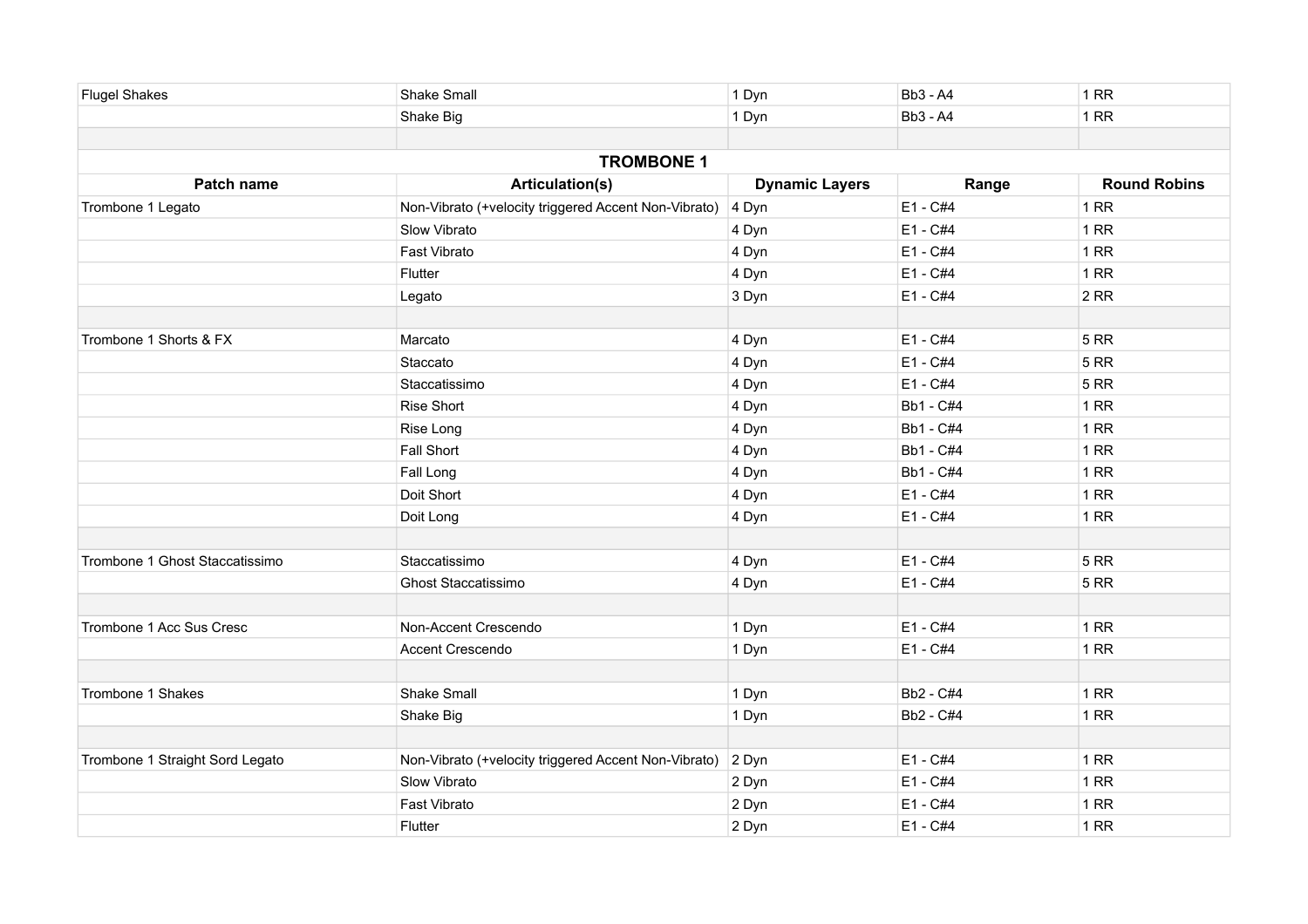| | | | | |
|---|---|---|---|---|
| Flugel Shakes | Shake Small | 1 Dyn | Bb3 - A4 | 1 RR |
| | Shake Big | 1 Dyn | Bb3 - A4 | 1 RR |

## TROMBONE 1

| Patch name | Articulation(s) | Dynamic Layers | Range | Round Robins |
|---|---|---|---|---|
| Trombone 1 Legato | Non-Vibrato (+velocity triggered Accent Non-Vibrato) | 4 Dyn | E1 - C#4 | 1 RR |
| | Slow Vibrato | 4 Dyn | E1 - C#4 | 1 RR |
| | Fast Vibrato | 4 Dyn | E1 - C#4 | 1 RR |
| | Flutter | 4 Dyn | E1 - C#4 | 1 RR |
| | Legato | 3 Dyn | E1 - C#4 | 2 RR |
| | | | | |
| Trombone 1 Shorts & FX | Marcato | 4 Dyn | E1 - C#4 | 5 RR |
| | Staccato | 4 Dyn | E1 - C#4 | 5 RR |
| | Staccatissimo | 4 Dyn | E1 - C#4 | 5 RR |
| | Rise Short | 4 Dyn | Bb1 - C#4 | 1 RR |
| | Rise Long | 4 Dyn | Bb1 - C#4 | 1 RR |
| | Fall Short | 4 Dyn | Bb1 - C#4 | 1 RR |
| | Fall Long | 4 Dyn | Bb1 - C#4 | 1 RR |
| | Doit Short | 4 Dyn | E1 - C#4 | 1 RR |
| | Doit Long | 4 Dyn | E1 - C#4 | 1 RR |
| | | | | |
| Trombone 1 Ghost Staccatissimo | Staccatissimo | 4 Dyn | E1 - C#4 | 5 RR |
| | Ghost Staccatissimo | 4 Dyn | E1 - C#4 | 5 RR |
| | | | | |
| Trombone 1 Acc Sus Cresc | Non-Accent Crescendo | 1 Dyn | E1 - C#4 | 1 RR |
| | Accent Crescendo | 1 Dyn | E1 - C#4 | 1 RR |
| | | | | |
| Trombone 1 Shakes | Shake Small | 1 Dyn | Bb2 - C#4 | 1 RR |
| | Shake Big | 1 Dyn | Bb2 - C#4 | 1 RR |
| | | | | |
| Trombone 1 Straight Sord Legato | Non-Vibrato (+velocity triggered Accent Non-Vibrato) | 2 Dyn | E1 - C#4 | 1 RR |
| | Slow Vibrato | 2 Dyn | E1 - C#4 | 1 RR |
| | Fast Vibrato | 2 Dyn | E1 - C#4 | 1 RR |
| | Flutter | 2 Dyn | E1 - C#4 | 1 RR |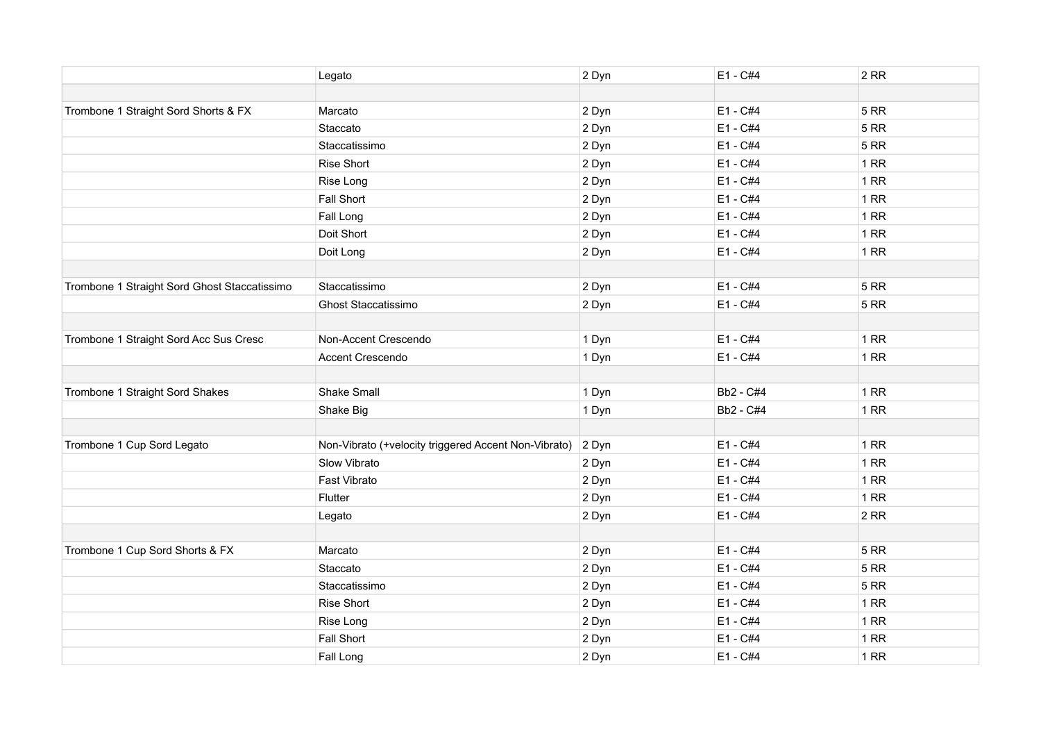| | | | | |
|---|---|---|---|---|
| | Legato | 2 Dyn | E1 - C#4 | 2 RR |
| | | | | |
| Trombone 1 Straight Sord Shorts & FX | Marcato | 2 Dyn | E1 - C#4 | 5 RR |
| | Staccato | 2 Dyn | E1 - C#4 | 5 RR |
| | Staccatissimo | 2 Dyn | E1 - C#4 | 5 RR |
| | Rise Short | 2 Dyn | E1 - C#4 | 1 RR |
| | Rise Long | 2 Dyn | E1 - C#4 | 1 RR |
| | Fall Short | 2 Dyn | E1 - C#4 | 1 RR |
| | Fall Long | 2 Dyn | E1 - C#4 | 1 RR |
| | Doit Short | 2 Dyn | E1 - C#4 | 1 RR |
| | Doit Long | 2 Dyn | E1 - C#4 | 1 RR |
| | | | | |
| Trombone 1 Straight Sord Ghost Staccatissimo | Staccatissimo | 2 Dyn | E1 - C#4 | 5 RR |
| | Ghost Staccatissimo | 2 Dyn | E1 - C#4 | 5 RR |
| | | | | |
| Trombone 1 Straight Sord Acc Sus Cresc | Non-Accent Crescendo | 1 Dyn | E1 - C#4 | 1 RR |
| | Accent Crescendo | 1 Dyn | E1 - C#4 | 1 RR |
| | | | | |
| Trombone 1 Straight Sord Shakes | Shake Small | 1 Dyn | Bb2 - C#4 | 1 RR |
| | Shake Big | 1 Dyn | Bb2 - C#4 | 1 RR |
| | | | | |
| Trombone 1 Cup Sord Legato | Non-Vibrato (+velocity triggered Accent Non-Vibrato) | 2 Dyn | E1 - C#4 | 1 RR |
| | Slow Vibrato | 2 Dyn | E1 - C#4 | 1 RR |
| | Fast Vibrato | 2 Dyn | E1 - C#4 | 1 RR |
| | Flutter | 2 Dyn | E1 - C#4 | 1 RR |
| | Legato | 2 Dyn | E1 - C#4 | 2 RR |
| | | | | |
| Trombone 1 Cup Sord Shorts & FX | Marcato | 2 Dyn | E1 - C#4 | 5 RR |
| | Staccato | 2 Dyn | E1 - C#4 | 5 RR |
| | Staccatissimo | 2 Dyn | E1 - C#4 | 5 RR |
| | Rise Short | 2 Dyn | E1 - C#4 | 1 RR |
| | Rise Long | 2 Dyn | E1 - C#4 | 1 RR |
| | Fall Short | 2 Dyn | E1 - C#4 | 1 RR |
| | Fall Long | 2 Dyn | E1 - C#4 | 1 RR |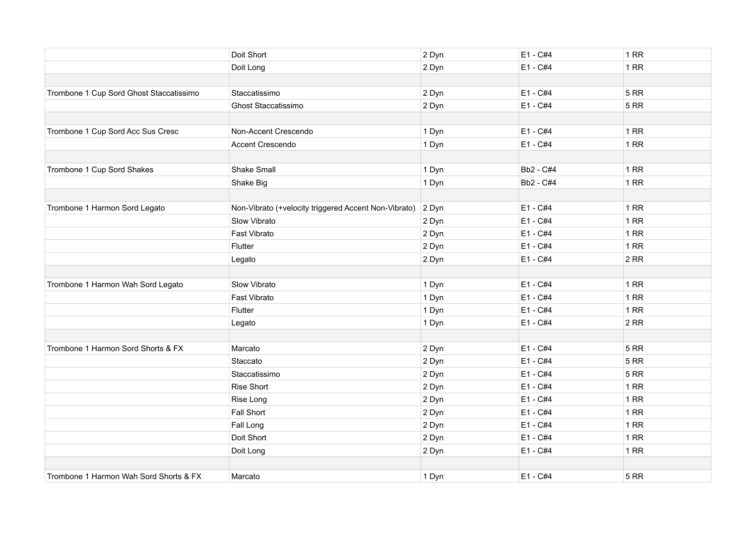| | | | | |
|---|---|---|---|---|
| | Doit Short | 2 Dyn | E1 - C#4 | 1 RR |
| | Doit Long | 2 Dyn | E1 - C#4 | 1 RR |
| | | | | |
| Trombone 1 Cup Sord Ghost Staccatissimo | Staccatissimo | 2 Dyn | E1 - C#4 | 5 RR |
| | Ghost Staccatissimo | 2 Dyn | E1 - C#4 | 5 RR |
| | | | | |
| Trombone 1 Cup Sord Acc Sus Cresc | Non-Accent Crescendo | 1 Dyn | E1 - C#4 | 1 RR |
| | Accent Crescendo | 1 Dyn | E1 - C#4 | 1 RR |
| | | | | |
| Trombone 1 Cup Sord Shakes | Shake Small | 1 Dyn | Bb2 - C#4 | 1 RR |
| | Shake Big | 1 Dyn | Bb2 - C#4 | 1 RR |
| | | | | |
| Trombone 1 Harmon Sord Legato | Non-Vibrato (+velocity triggered Accent Non-Vibrato) | 2 Dyn | E1 - C#4 | 1 RR |
| | Slow Vibrato | 2 Dyn | E1 - C#4 | 1 RR |
| | Fast Vibrato | 2 Dyn | E1 - C#4 | 1 RR |
| | Flutter | 2 Dyn | E1 - C#4 | 1 RR |
| | Legato | 2 Dyn | E1 - C#4 | 2 RR |
| | | | | |
| Trombone 1 Harmon Wah Sord Legato | Slow Vibrato | 1 Dyn | E1 - C#4 | 1 RR |
| | Fast Vibrato | 1 Dyn | E1 - C#4 | 1 RR |
| | Flutter | 1 Dyn | E1 - C#4 | 1 RR |
| | Legato | 1 Dyn | E1 - C#4 | 2 RR |
| | | | | |
| Trombone 1 Harmon Sord Shorts & FX | Marcato | 2 Dyn | E1 - C#4 | 5 RR |
| | Staccato | 2 Dyn | E1 - C#4 | 5 RR |
| | Staccatissimo | 2 Dyn | E1 - C#4 | 5 RR |
| | Rise Short | 2 Dyn | E1 - C#4 | 1 RR |
| | Rise Long | 2 Dyn | E1 - C#4 | 1 RR |
| | Fall Short | 2 Dyn | E1 - C#4 | 1 RR |
| | Fall Long | 2 Dyn | E1 - C#4 | 1 RR |
| | Doit Short | 2 Dyn | E1 - C#4 | 1 RR |
| | Doit Long | 2 Dyn | E1 - C#4 | 1 RR |
| | | | | |
| Trombone 1 Harmon Wah Sord Shorts & FX | Marcato | 1 Dyn | E1 - C#4 | 5 RR |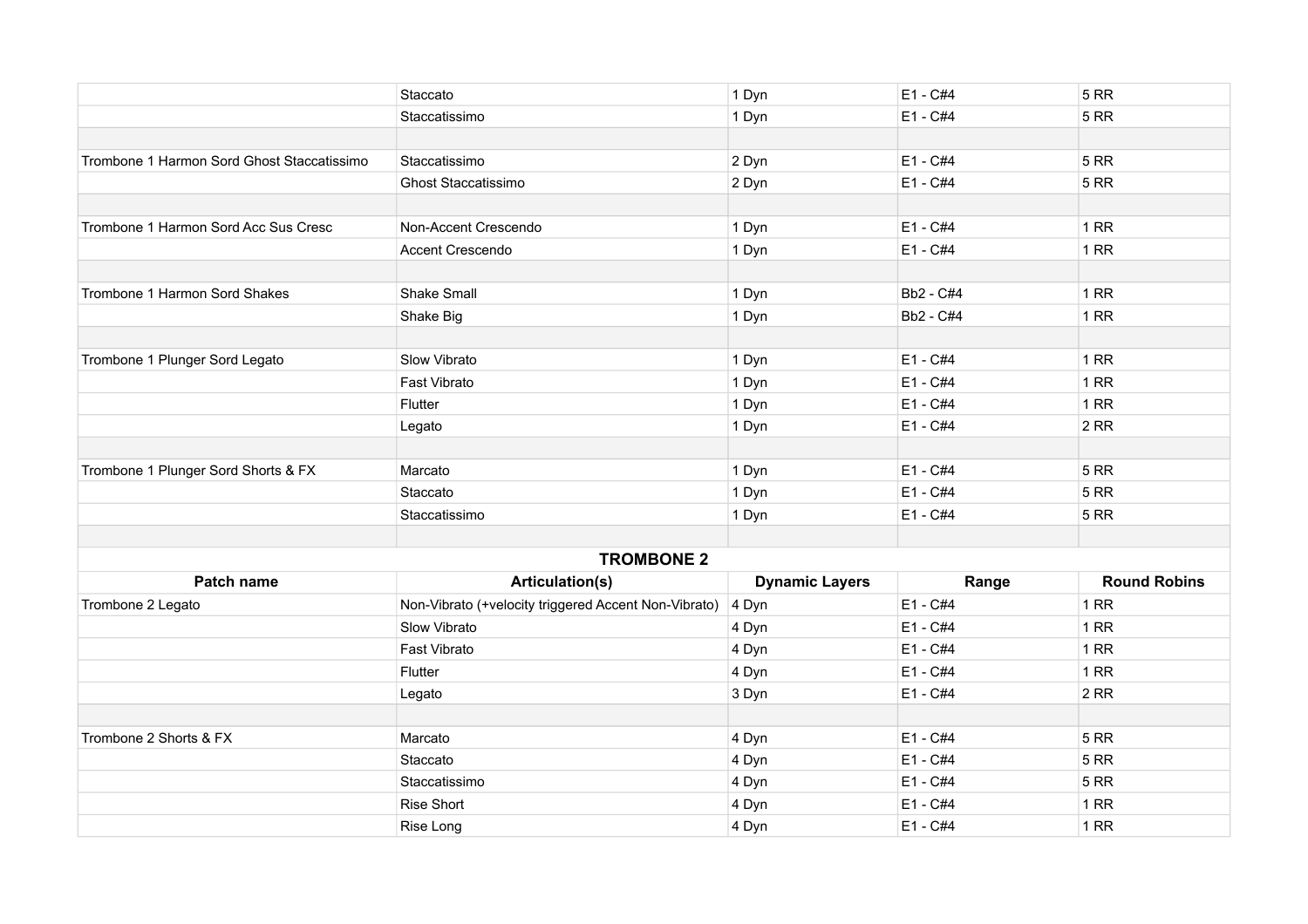| | | | | |
|---|---|---|---|---|
| | Staccato | 1 Dyn | E1 - C#4 | 5 RR |
| | Staccatissimo | 1 Dyn | E1 - C#4 | 5 RR |
| | | | | |
| Trombone 1 Harmon Sord Ghost Staccatissimo | Staccatissimo | 2 Dyn | E1 - C#4 | 5 RR |
| | Ghost Staccatissimo | 2 Dyn | E1 - C#4 | 5 RR |
| | | | | |
| Trombone 1 Harmon Sord Acc Sus Cresc | Non-Accent Crescendo | 1 Dyn | E1 - C#4 | 1 RR |
| | Accent Crescendo | 1 Dyn | E1 - C#4 | 1 RR |
| | | | | |
| Trombone 1 Harmon Sord Shakes | Shake Small | 1 Dyn | Bb2 - C#4 | 1 RR |
| | Shake Big | 1 Dyn | Bb2 - C#4 | 1 RR |
| | | | | |
| Trombone 1 Plunger Sord Legato | Slow Vibrato | 1 Dyn | E1 - C#4 | 1 RR |
| | Fast Vibrato | 1 Dyn | E1 - C#4 | 1 RR |
| | Flutter | 1 Dyn | E1 - C#4 | 1 RR |
| | Legato | 1 Dyn | E1 - C#4 | 2 RR |
| | | | | |
| Trombone 1 Plunger Sord Shorts & FX | Marcato | 1 Dyn | E1 - C#4 | 5 RR |
| | Staccato | 1 Dyn | E1 - C#4 | 5 RR |
| | Staccatissimo | 1 Dyn | E1 - C#4 | 5 RR |

## TROMBONE 2

| Patch name | Articulation(s) | Dynamic Layers | Range | Round Robins |
|---|---|---|---|---|
| Trombone 2 Legato | Non-Vibrato (+velocity triggered Accent Non-Vibrato) | 4 Dyn | E1 - C#4 | 1 RR |
| | Slow Vibrato | 4 Dyn | E1 - C#4 | 1 RR |
| | Fast Vibrato | 4 Dyn | E1 - C#4 | 1 RR |
| | Flutter | 4 Dyn | E1 - C#4 | 1 RR |
| | Legato | 3 Dyn | E1 - C#4 | 2 RR |
| | | | | |
| Trombone 2 Shorts & FX | Marcato | 4 Dyn | E1 - C#4 | 5 RR |
| | Staccato | 4 Dyn | E1 - C#4 | 5 RR |
| | Staccatissimo | 4 Dyn | E1 - C#4 | 5 RR |
| | Rise Short | 4 Dyn | E1 - C#4 | 1 RR |
| | Rise Long | 4 Dyn | E1 - C#4 | 1 RR |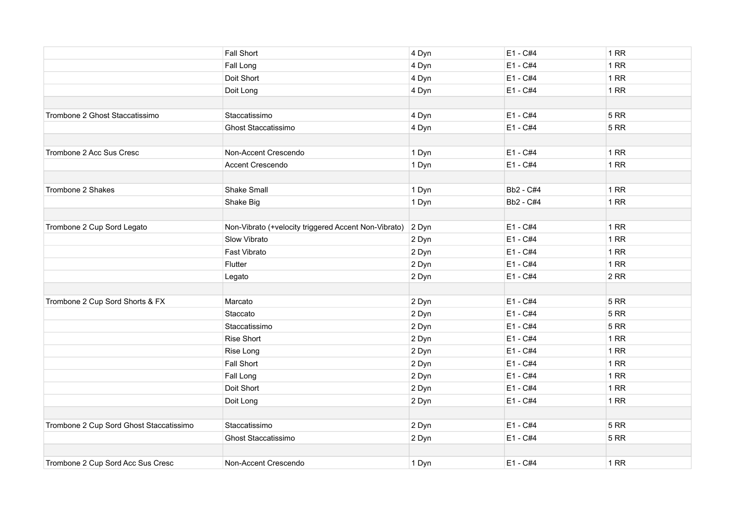| | | | | |
|---|---|---|---|---|
| | Fall Short | 4 Dyn | E1 - C#4 | 1 RR |
| | Fall Long | 4 Dyn | E1 - C#4 | 1 RR |
| | Doit Short | 4 Dyn | E1 - C#4 | 1 RR |
| | Doit Long | 4 Dyn | E1 - C#4 | 1 RR |
| | | | | |
| Trombone 2 Ghost Staccatissimo | Staccatissimo | 4 Dyn | E1 - C#4 | 5 RR |
| | Ghost Staccatissimo | 4 Dyn | E1 - C#4 | 5 RR |
| | | | | |
| Trombone 2 Acc Sus Cresc | Non-Accent Crescendo | 1 Dyn | E1 - C#4 | 1 RR |
| | Accent Crescendo | 1 Dyn | E1 - C#4 | 1 RR |
| | | | | |
| Trombone 2 Shakes | Shake Small | 1 Dyn | Bb2 - C#4 | 1 RR |
| | Shake Big | 1 Dyn | Bb2 - C#4 | 1 RR |
| | | | | |
| Trombone 2 Cup Sord Legato | Non-Vibrato (+velocity triggered Accent Non-Vibrato) | 2 Dyn | E1 - C#4 | 1 RR |
| | Slow Vibrato | 2 Dyn | E1 - C#4 | 1 RR |
| | Fast Vibrato | 2 Dyn | E1 - C#4 | 1 RR |
| | Flutter | 2 Dyn | E1 - C#4 | 1 RR |
| | Legato | 2 Dyn | E1 - C#4 | 2 RR |
| | | | | |
| Trombone 2 Cup Sord Shorts & FX | Marcato | 2 Dyn | E1 - C#4 | 5 RR |
| | Staccato | 2 Dyn | E1 - C#4 | 5 RR |
| | Staccatissimo | 2 Dyn | E1 - C#4 | 5 RR |
| | Rise Short | 2 Dyn | E1 - C#4 | 1 RR |
| | Rise Long | 2 Dyn | E1 - C#4 | 1 RR |
| | Fall Short | 2 Dyn | E1 - C#4 | 1 RR |
| | Fall Long | 2 Dyn | E1 - C#4 | 1 RR |
| | Doit Short | 2 Dyn | E1 - C#4 | 1 RR |
| | Doit Long | 2 Dyn | E1 - C#4 | 1 RR |
| | | | | |
| Trombone 2 Cup Sord Ghost Staccatissimo | Staccatissimo | 2 Dyn | E1 - C#4 | 5 RR |
| | Ghost Staccatissimo | 2 Dyn | E1 - C#4 | 5 RR |
| | | | | |
| Trombone 2 Cup Sord Acc Sus Cresc | Non-Accent Crescendo | 1 Dyn | E1 - C#4 | 1 RR |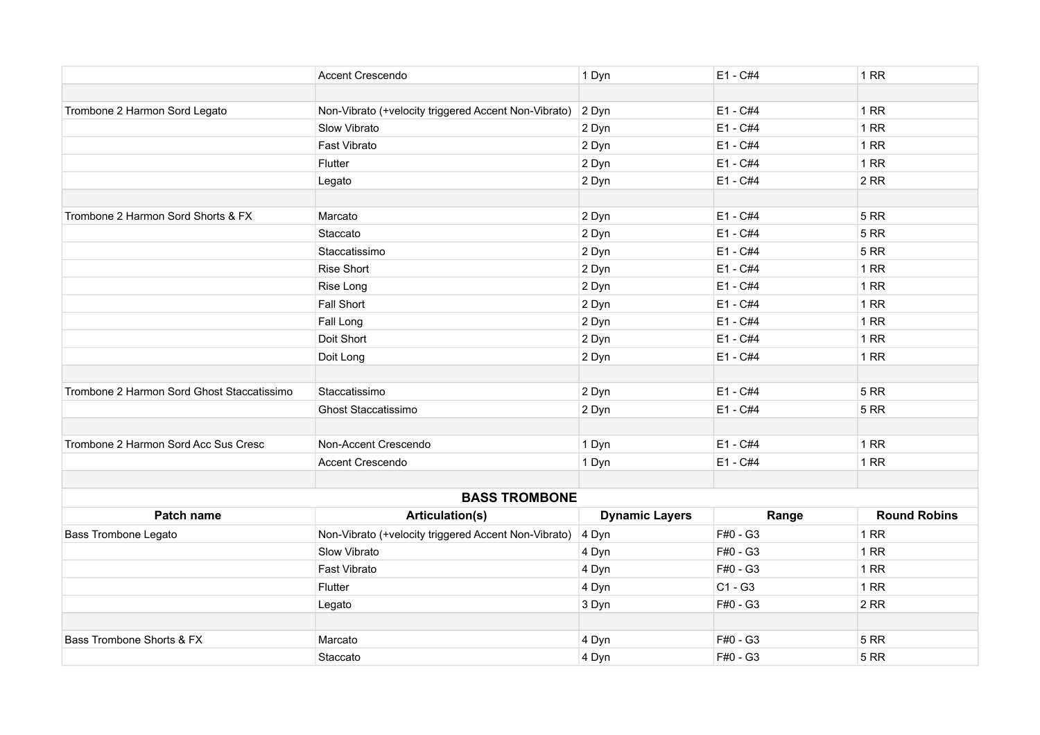| | | | | |
|---|---|---|---|---|
| | Accent Crescendo | 1 Dyn | E1 - C#4 | 1 RR |
| | | | | |
| Trombone 2 Harmon Sord Legato | Non-Vibrato (+velocity triggered Accent Non-Vibrato) | 2 Dyn | E1 - C#4 | 1 RR |
| | Slow Vibrato | 2 Dyn | E1 - C#4 | 1 RR |
| | Fast Vibrato | 2 Dyn | E1 - C#4 | 1 RR |
| | Flutter | 2 Dyn | E1 - C#4 | 1 RR |
| | Legato | 2 Dyn | E1 - C#4 | 2 RR |
| | | | | |
| Trombone 2 Harmon Sord Shorts & FX | Marcato | 2 Dyn | E1 - C#4 | 5 RR |
| | Staccato | 2 Dyn | E1 - C#4 | 5 RR |
| | Staccatissimo | 2 Dyn | E1 - C#4 | 5 RR |
| | Rise Short | 2 Dyn | E1 - C#4 | 1 RR |
| | Rise Long | 2 Dyn | E1 - C#4 | 1 RR |
| | Fall Short | 2 Dyn | E1 - C#4 | 1 RR |
| | Fall Long | 2 Dyn | E1 - C#4 | 1 RR |
| | Doit Short | 2 Dyn | E1 - C#4 | 1 RR |
| | Doit Long | 2 Dyn | E1 - C#4 | 1 RR |
| | | | | |
| Trombone 2 Harmon Sord Ghost Staccatissimo | Staccatissimo | 2 Dyn | E1 - C#4 | 5 RR |
| | Ghost Staccatissimo | 2 Dyn | E1 - C#4 | 5 RR |
| | | | | |
| Trombone 2 Harmon Sord Acc Sus Cresc | Non-Accent Crescendo | 1 Dyn | E1 - C#4 | 1 RR |
| | Accent Crescendo | 1 Dyn | E1 - C#4 | 1 RR |

## BASS TROMBONE

| Patch name | Articulation(s) | Dynamic Layers | Range | Round Robins |
|---|---|---|---|---|
| Bass Trombone Legato | Non-Vibrato (+velocity triggered Accent Non-Vibrato) | 4 Dyn | F#0 - G3 | 1 RR |
| | Slow Vibrato | 4 Dyn | F#0 - G3 | 1 RR |
| | Fast Vibrato | 4 Dyn | F#0 - G3 | 1 RR |
| | Flutter | 4 Dyn | C1 - G3 | 1 RR |
| | Legato | 3 Dyn | F#0 - G3 | 2 RR |
| | | | | |
| Bass Trombone Shorts & FX | Marcato | 4 Dyn | F#0 - G3 | 5 RR |
| | Staccato | 4 Dyn | F#0 - G3 | 5 RR |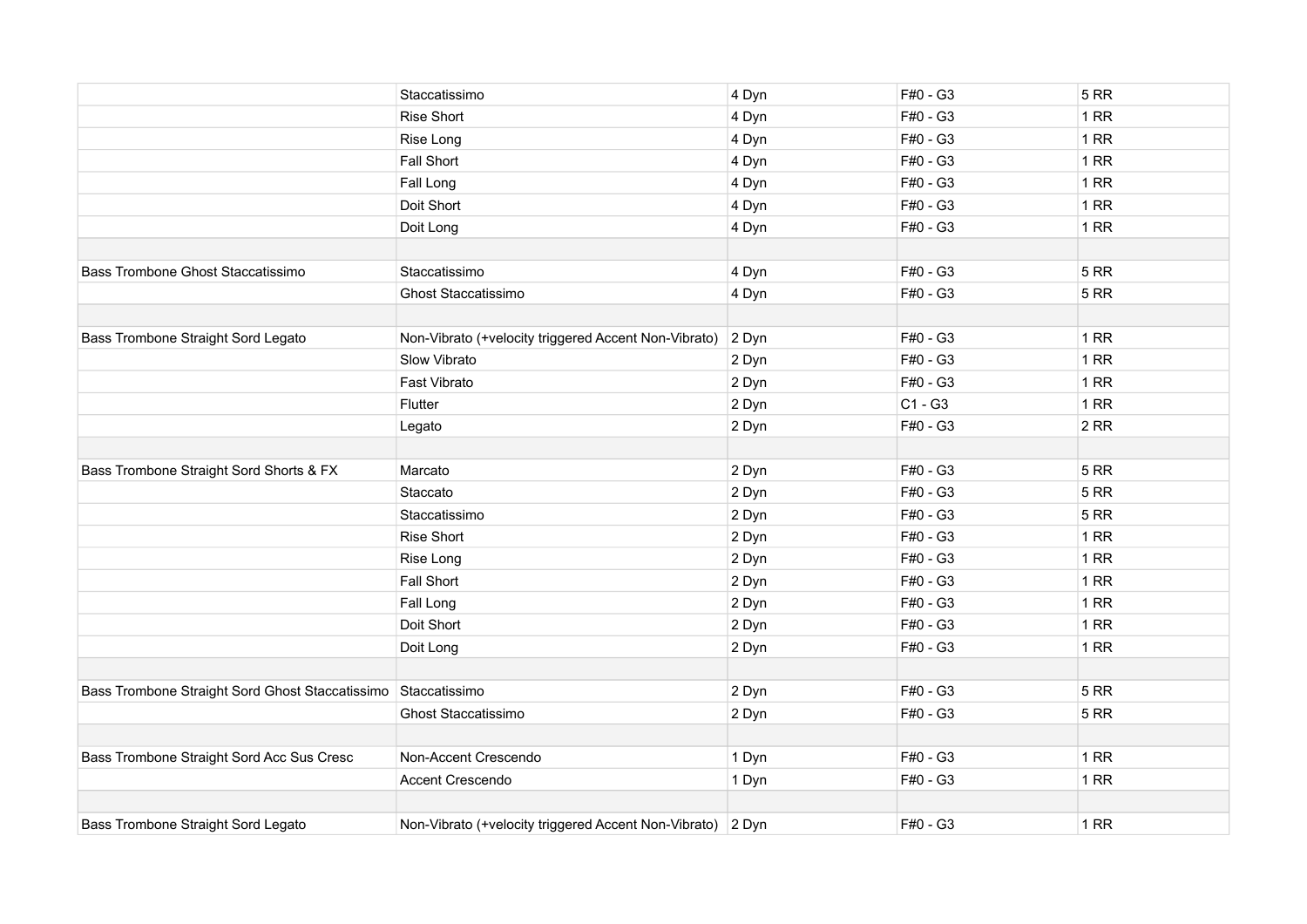| | | | | |
|---|---|---|---|---|
| | Staccatissimo | 4 Dyn | F#0 - G3 | 5 RR |
| | Rise Short | 4 Dyn | F#0 - G3 | 1 RR |
| | Rise Long | 4 Dyn | F#0 - G3 | 1 RR |
| | Fall Short | 4 Dyn | F#0 - G3 | 1 RR |
| | Fall Long | 4 Dyn | F#0 - G3 | 1 RR |
| | Doit Short | 4 Dyn | F#0 - G3 | 1 RR |
| | Doit Long | 4 Dyn | F#0 - G3 | 1 RR |
| | | | | |
| Bass Trombone Ghost Staccatissimo | Staccatissimo | 4 Dyn | F#0 - G3 | 5 RR |
| | Ghost Staccatissimo | 4 Dyn | F#0 - G3 | 5 RR |
| | | | | |
| Bass Trombone Straight Sord Legato | Non-Vibrato (+velocity triggered Accent Non-Vibrato) | 2 Dyn | F#0 - G3 | 1 RR |
| | Slow Vibrato | 2 Dyn | F#0 - G3 | 1 RR |
| | Fast Vibrato | 2 Dyn | F#0 - G3 | 1 RR |
| | Flutter | 2 Dyn | C1 - G3 | 1 RR |
| | Legato | 2 Dyn | F#0 - G3 | 2 RR |
| | | | | |
| Bass Trombone Straight Sord Shorts & FX | Marcato | 2 Dyn | F#0 - G3 | 5 RR |
| | Staccato | 2 Dyn | F#0 - G3 | 5 RR |
| | Staccatissimo | 2 Dyn | F#0 - G3 | 5 RR |
| | Rise Short | 2 Dyn | F#0 - G3 | 1 RR |
| | Rise Long | 2 Dyn | F#0 - G3 | 1 RR |
| | Fall Short | 2 Dyn | F#0 - G3 | 1 RR |
| | Fall Long | 2 Dyn | F#0 - G3 | 1 RR |
| | Doit Short | 2 Dyn | F#0 - G3 | 1 RR |
| | Doit Long | 2 Dyn | F#0 - G3 | 1 RR |
| | | | | |
| Bass Trombone Straight Sord Ghost Staccatissimo | Staccatissimo | 2 Dyn | F#0 - G3 | 5 RR |
| | Ghost Staccatissimo | 2 Dyn | F#0 - G3 | 5 RR |
| | | | | |
| Bass Trombone Straight Sord Acc Sus Cresc | Non-Accent Crescendo | 1 Dyn | F#0 - G3 | 1 RR |
| | Accent Crescendo | 1 Dyn | F#0 - G3 | 1 RR |
| | | | | |
| Bass Trombone Straight Sord Legato | Non-Vibrato (+velocity triggered Accent Non-Vibrato) | 2 Dyn | F#0 - G3 | 1 RR |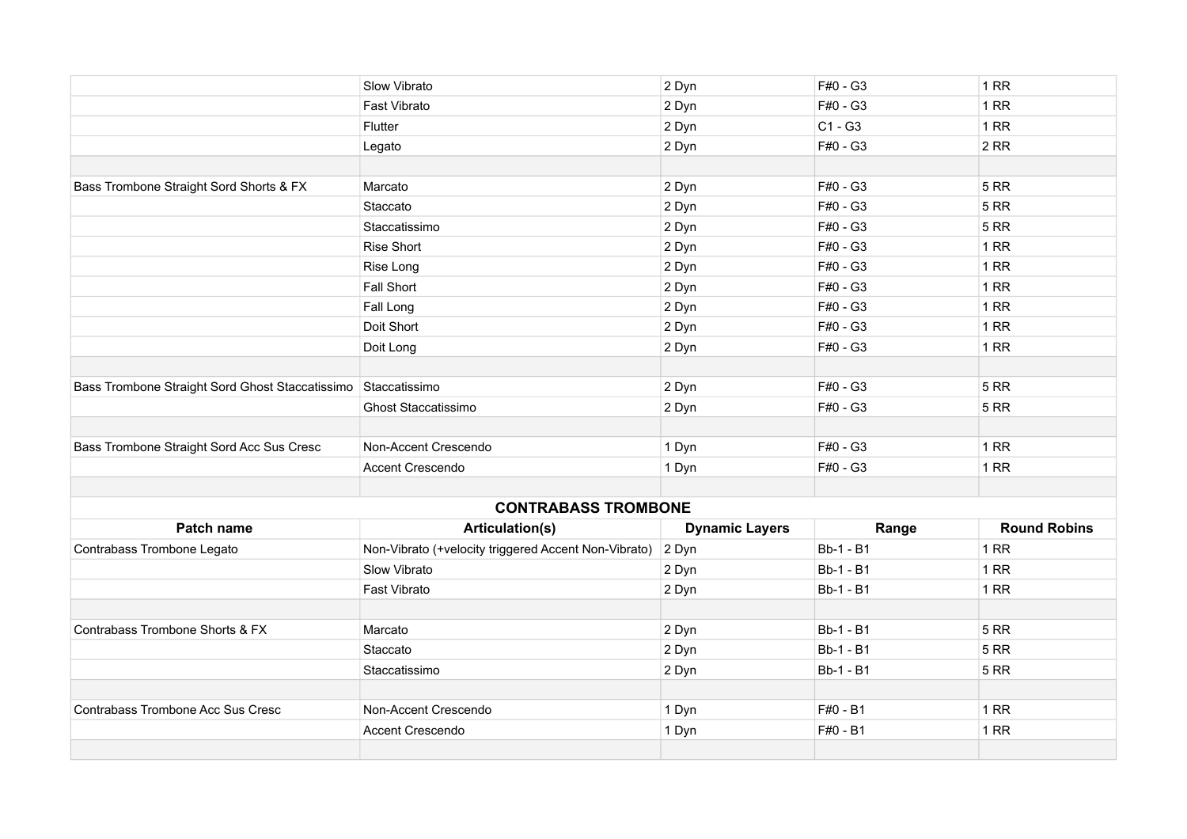| | | | | |
|---|---|---|---|---|
| | Slow Vibrato | 2 Dyn | F#0 - G3 | 1 RR |
| | Fast Vibrato | 2 Dyn | F#0 - G3 | 1 RR |
| | Flutter | 2 Dyn | C1 - G3 | 1 RR |
| | Legato | 2 Dyn | F#0 - G3 | 2 RR |
| | | | | |
| Bass Trombone Straight Sord Shorts & FX | Marcato | 2 Dyn | F#0 - G3 | 5 RR |
| | Staccato | 2 Dyn | F#0 - G3 | 5 RR |
| | Staccatissimo | 2 Dyn | F#0 - G3 | 5 RR |
| | Rise Short | 2 Dyn | F#0 - G3 | 1 RR |
| | Rise Long | 2 Dyn | F#0 - G3 | 1 RR |
| | Fall Short | 2 Dyn | F#0 - G3 | 1 RR |
| | Fall Long | 2 Dyn | F#0 - G3 | 1 RR |
| | Doit Short | 2 Dyn | F#0 - G3 | 1 RR |
| | Doit Long | 2 Dyn | F#0 - G3 | 1 RR |
| | | | | |
| Bass Trombone Straight Sord Ghost Staccatissimo | Staccatissimo | 2 Dyn | F#0 - G3 | 5 RR |
| | Ghost Staccatissimo | 2 Dyn | F#0 - G3 | 5 RR |
| | | | | |
| Bass Trombone Straight Sord Acc Sus Cresc | Non-Accent Crescendo | 1 Dyn | F#0 - G3 | 1 RR |
| | Accent Crescendo | 1 Dyn | F#0 - G3 | 1 RR |

**CONTRABASS TROMBONE**

| Patch name | Articulation(s) | Dynamic Layers | Range | Round Robins |
|---|---|---|---|---|
| Contrabass Trombone Legato | Non-Vibrato (+velocity triggered Accent Non-Vibrato) | 2 Dyn | Bb-1 - B1 | 1 RR |
| | Slow Vibrato | 2 Dyn | Bb-1 - B1 | 1 RR |
| | Fast Vibrato | 2 Dyn | Bb-1 - B1 | 1 RR |
| | | | | |
| Contrabass Trombone Shorts & FX | Marcato | 2 Dyn | Bb-1 - B1 | 5 RR |
| | Staccato | 2 Dyn | Bb-1 - B1 | 5 RR |
| | Staccatissimo | 2 Dyn | Bb-1 - B1 | 5 RR |
| | | | | |
| Contrabass Trombone Acc Sus Cresc | Non-Accent Crescendo | 1 Dyn | F#0 - B1 | 1 RR |
| | Accent Crescendo | 1 Dyn | F#0 - B1 | 1 RR |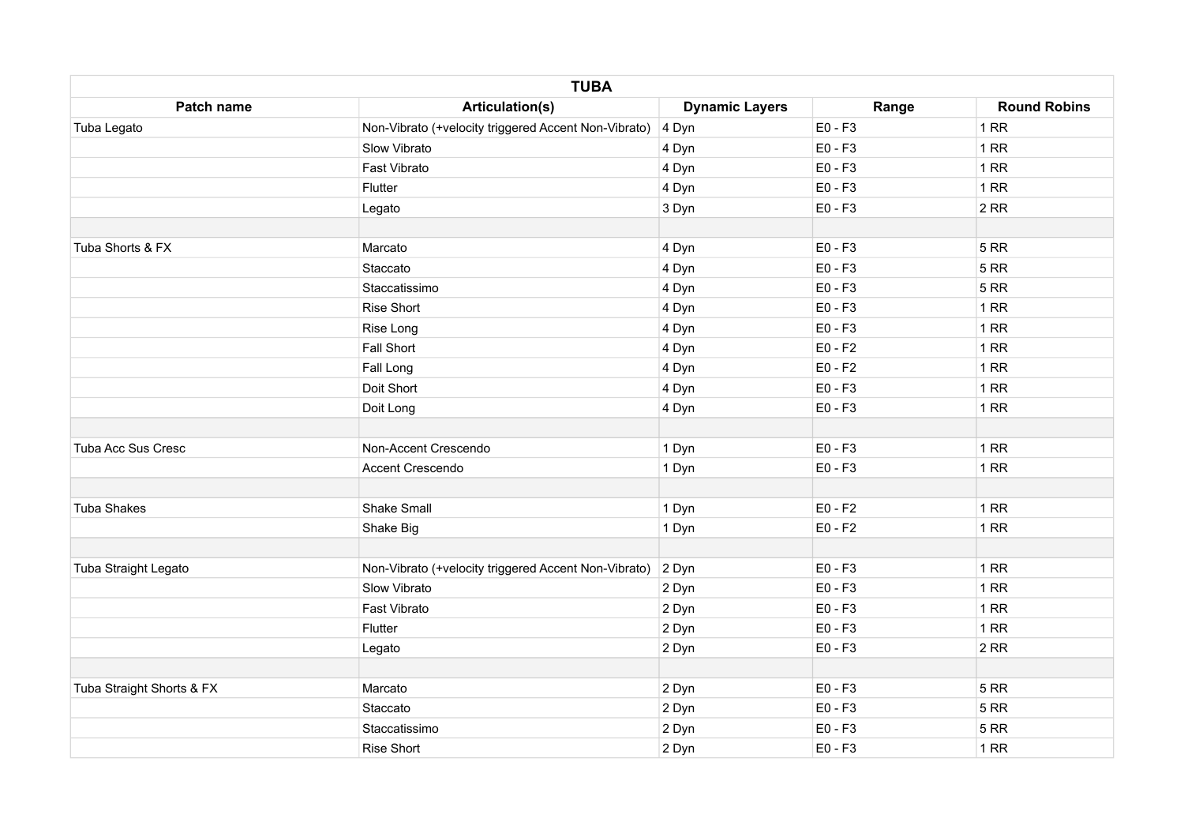| TUBA | | | | |
|---|---|---|---|---|
| **Patch name** | **Articulation(s)** | **Dynamic Layers** | **Range** | **Round Robins** |
| Tuba Legato | Non-Vibrato (+velocity triggered Accent Non-Vibrato) | 4 Dyn | E0 - F3 | 1 RR |
| | Slow Vibrato | 4 Dyn | E0 - F3 | 1 RR |
| | Fast Vibrato | 4 Dyn | E0 - F3 | 1 RR |
| | Flutter | 4 Dyn | E0 - F3 | 1 RR |
| | Legato | 3 Dyn | E0 - F3 | 2 RR |
| | | | | |
| Tuba Shorts & FX | Marcato | 4 Dyn | E0 - F3 | 5 RR |
| | Staccato | 4 Dyn | E0 - F3 | 5 RR |
| | Staccatissimo | 4 Dyn | E0 - F3 | 5 RR |
| | Rise Short | 4 Dyn | E0 - F3 | 1 RR |
| | Rise Long | 4 Dyn | E0 - F3 | 1 RR |
| | Fall Short | 4 Dyn | E0 - F2 | 1 RR |
| | Fall Long | 4 Dyn | E0 - F2 | 1 RR |
| | Doit Short | 4 Dyn | E0 - F3 | 1 RR |
| | Doit Long | 4 Dyn | E0 - F3 | 1 RR |
| | | | | |
| Tuba Acc Sus Cresc | Non-Accent Crescendo | 1 Dyn | E0 - F3 | 1 RR |
| | Accent Crescendo | 1 Dyn | E0 - F3 | 1 RR |
| | | | | |
| Tuba Shakes | Shake Small | 1 Dyn | E0 - F2 | 1 RR |
| | Shake Big | 1 Dyn | E0 - F2 | 1 RR |
| | | | | |
| Tuba Straight Legato | Non-Vibrato (+velocity triggered Accent Non-Vibrato) | 2 Dyn | E0 - F3 | 1 RR |
| | Slow Vibrato | 2 Dyn | E0 - F3 | 1 RR |
| | Fast Vibrato | 2 Dyn | E0 - F3 | 1 RR |
| | Flutter | 2 Dyn | E0 - F3 | 1 RR |
| | Legato | 2 Dyn | E0 - F3 | 2 RR |
| | | | | |
| Tuba Straight Shorts & FX | Marcato | 2 Dyn | E0 - F3 | 5 RR |
| | Staccato | 2 Dyn | E0 - F3 | 5 RR |
| | Staccatissimo | 2 Dyn | E0 - F3 | 5 RR |
| | Rise Short | 2 Dyn | E0 - F3 | 1 RR |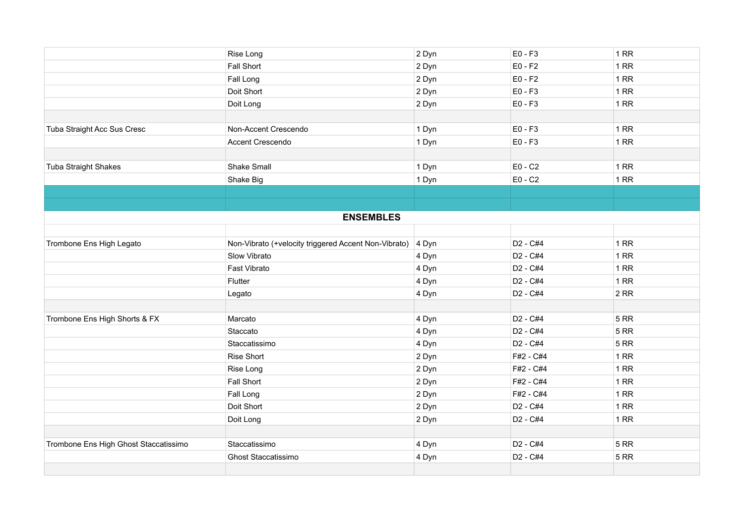|  |  |  |  |  |
|---|---|---|---|---|
|  | Rise Long | 2 Dyn | E0 - F3 | 1 RR |
|  | Fall Short | 2 Dyn | E0 - F2 | 1 RR |
|  | Fall Long | 2 Dyn | E0 - F2 | 1 RR |
|  | Doit Short | 2 Dyn | E0 - F3 | 1 RR |
|  | Doit Long | 2 Dyn | E0 - F3 | 1 RR |
|  |  |  |  |  |
| Tuba Straight Acc Sus Cresc | Non-Accent Crescendo | 1 Dyn | E0 - F3 | 1 RR |
|  | Accent Crescendo | 1 Dyn | E0 - F3 | 1 RR |
|  |  |  |  |  |
| Tuba Straight Shakes | Shake Small | 1 Dyn | E0 - C2 | 1 RR |
|  | Shake Big | 1 Dyn | E0 - C2 | 1 RR |

## ENSEMBLES

|  |  |  |  |  |
|---|---|---|---|---|
| Trombone Ens High Legato | Non-Vibrato (+velocity triggered Accent Non-Vibrato) | 4 Dyn | D2 - C#4 | 1 RR |
|  | Slow Vibrato | 4 Dyn | D2 - C#4 | 1 RR |
|  | Fast Vibrato | 4 Dyn | D2 - C#4 | 1 RR |
|  | Flutter | 4 Dyn | D2 - C#4 | 1 RR |
|  | Legato | 4 Dyn | D2 - C#4 | 2 RR |
|  |  |  |  |  |
| Trombone Ens High Shorts & FX | Marcato | 4 Dyn | D2 - C#4 | 5 RR |
|  | Staccato | 4 Dyn | D2 - C#4 | 5 RR |
|  | Staccatissimo | 4 Dyn | D2 - C#4 | 5 RR |
|  | Rise Short | 2 Dyn | F#2 - C#4 | 1 RR |
|  | Rise Long | 2 Dyn | F#2 - C#4 | 1 RR |
|  | Fall Short | 2 Dyn | F#2 - C#4 | 1 RR |
|  | Fall Long | 2 Dyn | F#2 - C#4 | 1 RR |
|  | Doit Short | 2 Dyn | D2 - C#4 | 1 RR |
|  | Doit Long | 2 Dyn | D2 - C#4 | 1 RR |
|  |  |  |  |  |
| Trombone Ens High Ghost Staccatissimo | Staccatissimo | 4 Dyn | D2 - C#4 | 5 RR |
|  | Ghost Staccatissimo | 4 Dyn | D2 - C#4 | 5 RR |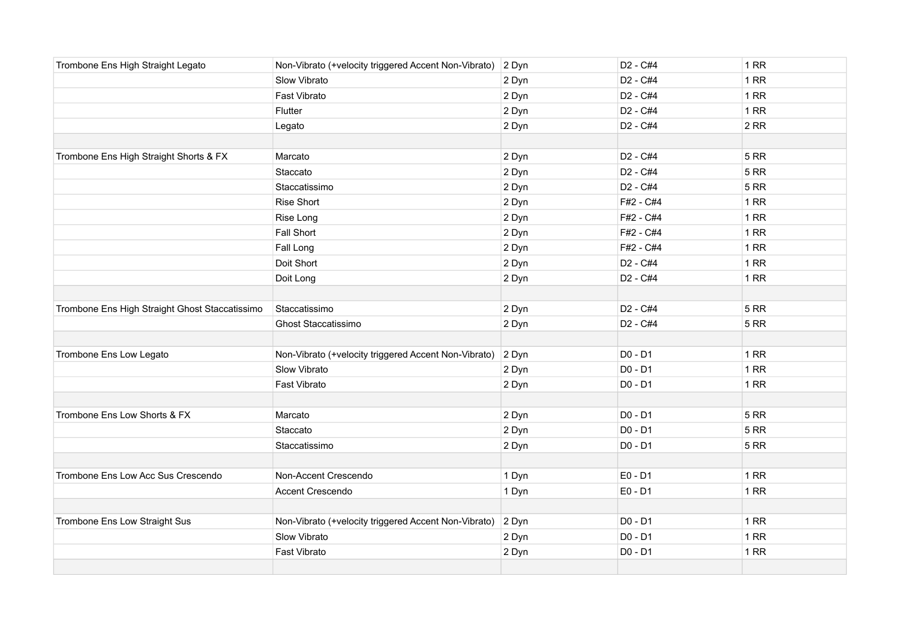| Trombone Ens High Straight Legato | Non-Vibrato (+velocity triggered Accent Non-Vibrato) | 2 Dyn | D2 - C#4 | 1 RR |
|---|---|---|---|---|
| | Slow Vibrato | 2 Dyn | D2 - C#4 | 1 RR |
| | Fast Vibrato | 2 Dyn | D2 - C#4 | 1 RR |
| | Flutter | 2 Dyn | D2 - C#4 | 1 RR |
| | Legato | 2 Dyn | D2 - C#4 | 2 RR |
| | | | | |
| Trombone Ens High Straight Shorts & FX | Marcato | 2 Dyn | D2 - C#4 | 5 RR |
| | Staccato | 2 Dyn | D2 - C#4 | 5 RR |
| | Staccatissimo | 2 Dyn | D2 - C#4 | 5 RR |
| | Rise Short | 2 Dyn | F#2 - C#4 | 1 RR |
| | Rise Long | 2 Dyn | F#2 - C#4 | 1 RR |
| | Fall Short | 2 Dyn | F#2 - C#4 | 1 RR |
| | Fall Long | 2 Dyn | F#2 - C#4 | 1 RR |
| | Doit Short | 2 Dyn | D2 - C#4 | 1 RR |
| | Doit Long | 2 Dyn | D2 - C#4 | 1 RR |
| | | | | |
| Trombone Ens High Straight Ghost Staccatissimo | Staccatissimo | 2 Dyn | D2 - C#4 | 5 RR |
| | Ghost Staccatissimo | 2 Dyn | D2 - C#4 | 5 RR |
| | | | | |
| Trombone Ens Low Legato | Non-Vibrato (+velocity triggered Accent Non-Vibrato) | 2 Dyn | D0 - D1 | 1 RR |
| | Slow Vibrato | 2 Dyn | D0 - D1 | 1 RR |
| | Fast Vibrato | 2 Dyn | D0 - D1 | 1 RR |
| | | | | |
| Trombone Ens Low Shorts & FX | Marcato | 2 Dyn | D0 - D1 | 5 RR |
| | Staccato | 2 Dyn | D0 - D1 | 5 RR |
| | Staccatissimo | 2 Dyn | D0 - D1 | 5 RR |
| | | | | |
| Trombone Ens Low Acc Sus Crescendo | Non-Accent Crescendo | 1 Dyn | E0 - D1 | 1 RR |
| | Accent Crescendo | 1 Dyn | E0 - D1 | 1 RR |
| | | | | |
| Trombone Ens Low Straight Sus | Non-Vibrato (+velocity triggered Accent Non-Vibrato) | 2 Dyn | D0 - D1 | 1 RR |
| | Slow Vibrato | 2 Dyn | D0 - D1 | 1 RR |
| | Fast Vibrato | 2 Dyn | D0 - D1 | 1 RR |
| | | | | |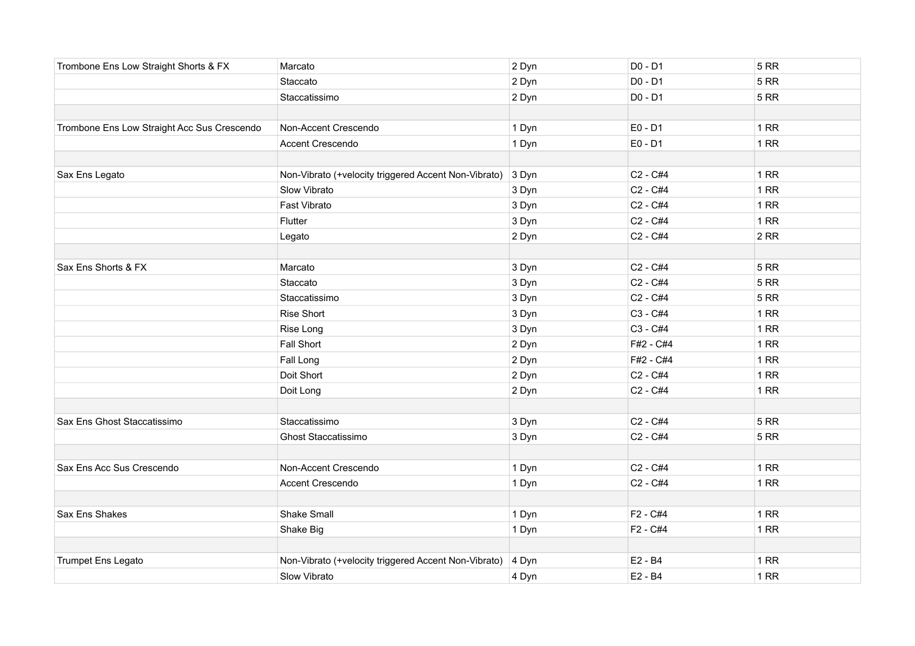| | | | | |
|---|---|---|---|---|
| Trombone Ens Low Straight Shorts & FX | Marcato | 2 Dyn | D0 - D1 | 5 RR |
| | Staccato | 2 Dyn | D0 - D1 | 5 RR |
| | Staccatissimo | 2 Dyn | D0 - D1 | 5 RR |
| | | | | |
| Trombone Ens Low Straight Acc Sus Crescendo | Non-Accent Crescendo | 1 Dyn | E0 - D1 | 1 RR |
| | Accent Crescendo | 1 Dyn | E0 - D1 | 1 RR |
| | | | | |
| Sax Ens Legato | Non-Vibrato (+velocity triggered Accent Non-Vibrato) | 3 Dyn | C2 - C#4 | 1 RR |
| | Slow Vibrato | 3 Dyn | C2 - C#4 | 1 RR |
| | Fast Vibrato | 3 Dyn | C2 - C#4 | 1 RR |
| | Flutter | 3 Dyn | C2 - C#4 | 1 RR |
| | Legato | 2 Dyn | C2 - C#4 | 2 RR |
| | | | | |
| Sax Ens Shorts & FX | Marcato | 3 Dyn | C2 - C#4 | 5 RR |
| | Staccato | 3 Dyn | C2 - C#4 | 5 RR |
| | Staccatissimo | 3 Dyn | C2 - C#4 | 5 RR |
| | Rise Short | 3 Dyn | C3 - C#4 | 1 RR |
| | Rise Long | 3 Dyn | C3 - C#4 | 1 RR |
| | Fall Short | 2 Dyn | F#2 - C#4 | 1 RR |
| | Fall Long | 2 Dyn | F#2 - C#4 | 1 RR |
| | Doit Short | 2 Dyn | C2 - C#4 | 1 RR |
| | Doit Long | 2 Dyn | C2 - C#4 | 1 RR |
| | | | | |
| Sax Ens Ghost Staccatissimo | Staccatissimo | 3 Dyn | C2 - C#4 | 5 RR |
| | Ghost Staccatissimo | 3 Dyn | C2 - C#4 | 5 RR |
| | | | | |
| Sax Ens Acc Sus Crescendo | Non-Accent Crescendo | 1 Dyn | C2 - C#4 | 1 RR |
| | Accent Crescendo | 1 Dyn | C2 - C#4 | 1 RR |
| | | | | |
| Sax Ens Shakes | Shake Small | 1 Dyn | F2 - C#4 | 1 RR |
| | Shake Big | 1 Dyn | F2 - C#4 | 1 RR |
| | | | | |
| Trumpet Ens Legato | Non-Vibrato (+velocity triggered Accent Non-Vibrato) | 4 Dyn | E2 - B4 | 1 RR |
| | Slow Vibrato | 4 Dyn | E2 - B4 | 1 RR |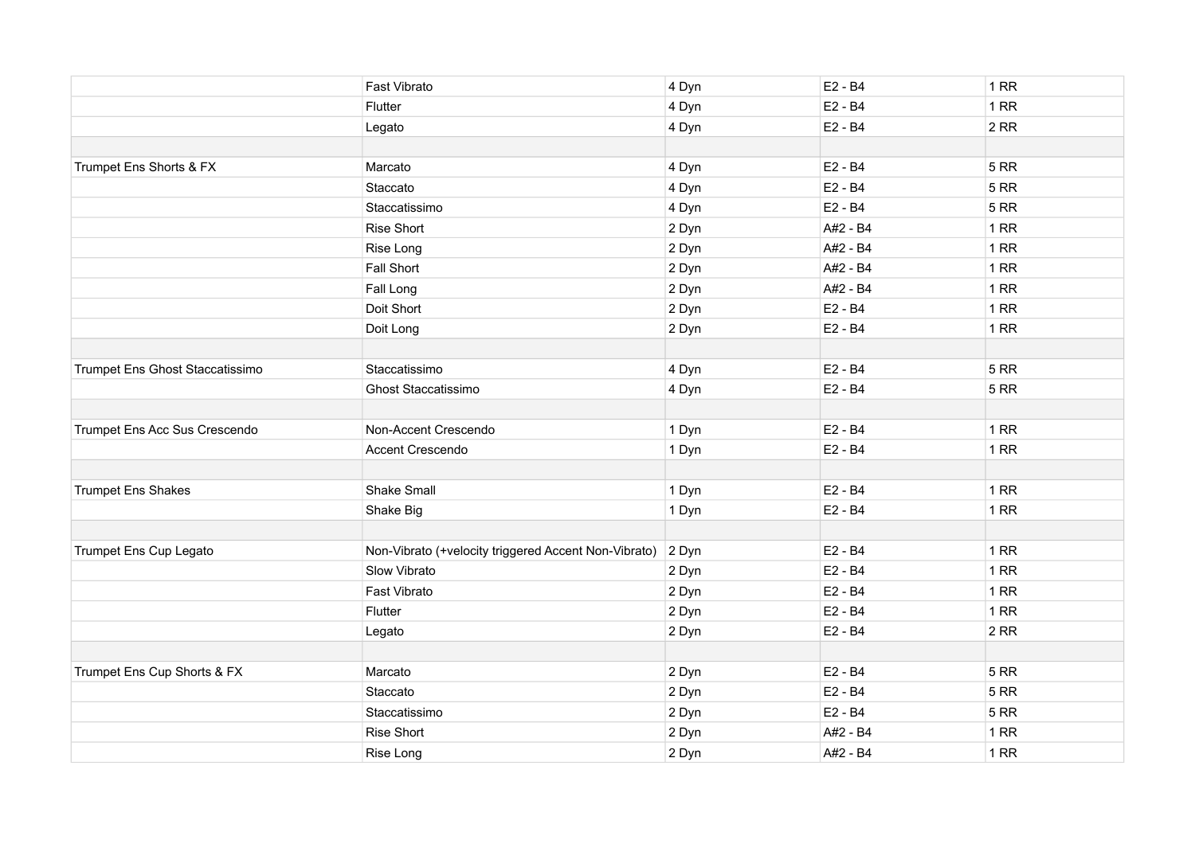| | | | | |
|---|---|---|---|---|
| | Fast Vibrato | 4 Dyn | E2 - B4 | 1 RR |
| | Flutter | 4 Dyn | E2 - B4 | 1 RR |
| | Legato | 4 Dyn | E2 - B4 | 2 RR |
| | | | | |
| Trumpet Ens Shorts & FX | Marcato | 4 Dyn | E2 - B4 | 5 RR |
| | Staccato | 4 Dyn | E2 - B4 | 5 RR |
| | Staccatissimo | 4 Dyn | E2 - B4 | 5 RR |
| | Rise Short | 2 Dyn | A#2 - B4 | 1 RR |
| | Rise Long | 2 Dyn | A#2 - B4 | 1 RR |
| | Fall Short | 2 Dyn | A#2 - B4 | 1 RR |
| | Fall Long | 2 Dyn | A#2 - B4 | 1 RR |
| | Doit Short | 2 Dyn | E2 - B4 | 1 RR |
| | Doit Long | 2 Dyn | E2 - B4 | 1 RR |
| | | | | |
| Trumpet Ens Ghost Staccatissimo | Staccatissimo | 4 Dyn | E2 - B4 | 5 RR |
| | Ghost Staccatissimo | 4 Dyn | E2 - B4 | 5 RR |
| | | | | |
| Trumpet Ens Acc Sus Crescendo | Non-Accent Crescendo | 1 Dyn | E2 - B4 | 1 RR |
| | Accent Crescendo | 1 Dyn | E2 - B4 | 1 RR |
| | | | | |
| Trumpet Ens Shakes | Shake Small | 1 Dyn | E2 - B4 | 1 RR |
| | Shake Big | 1 Dyn | E2 - B4 | 1 RR |
| | | | | |
| Trumpet Ens Cup Legato | Non-Vibrato (+velocity triggered Accent Non-Vibrato) | 2 Dyn | E2 - B4 | 1 RR |
| | Slow Vibrato | 2 Dyn | E2 - B4 | 1 RR |
| | Fast Vibrato | 2 Dyn | E2 - B4 | 1 RR |
| | Flutter | 2 Dyn | E2 - B4 | 1 RR |
| | Legato | 2 Dyn | E2 - B4 | 2 RR |
| | | | | |
| Trumpet Ens Cup Shorts & FX | Marcato | 2 Dyn | E2 - B4 | 5 RR |
| | Staccato | 2 Dyn | E2 - B4 | 5 RR |
| | Staccatissimo | 2 Dyn | E2 - B4 | 5 RR |
| | Rise Short | 2 Dyn | A#2 - B4 | 1 RR |
| | Rise Long | 2 Dyn | A#2 - B4 | 1 RR |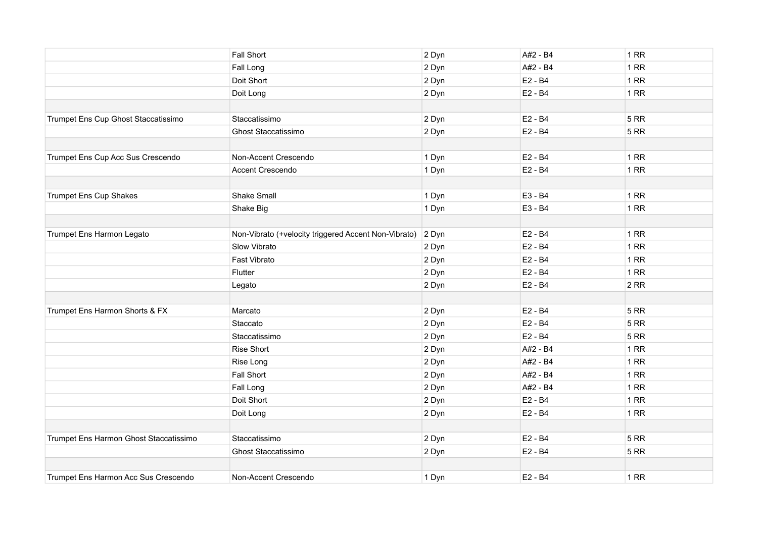| | | | | |
|---|---|---|---|---|
| | Fall Short | 2 Dyn | A#2 - B4 | 1 RR |
| | Fall Long | 2 Dyn | A#2 - B4 | 1 RR |
| | Doit Short | 2 Dyn | E2 - B4 | 1 RR |
| | Doit Long | 2 Dyn | E2 - B4 | 1 RR |
| | | | | |
| Trumpet Ens Cup Ghost Staccatissimo | Staccatissimo | 2 Dyn | E2 - B4 | 5 RR |
| | Ghost Staccatissimo | 2 Dyn | E2 - B4 | 5 RR |
| | | | | |
| Trumpet Ens Cup Acc Sus Crescendo | Non-Accent Crescendo | 1 Dyn | E2 - B4 | 1 RR |
| | Accent Crescendo | 1 Dyn | E2 - B4 | 1 RR |
| | | | | |
| Trumpet Ens Cup Shakes | Shake Small | 1 Dyn | E3 - B4 | 1 RR |
| | Shake Big | 1 Dyn | E3 - B4 | 1 RR |
| | | | | |
| Trumpet Ens Harmon Legato | Non-Vibrato (+velocity triggered Accent Non-Vibrato) | 2 Dyn | E2 - B4 | 1 RR |
| | Slow Vibrato | 2 Dyn | E2 - B4 | 1 RR |
| | Fast Vibrato | 2 Dyn | E2 - B4 | 1 RR |
| | Flutter | 2 Dyn | E2 - B4 | 1 RR |
| | Legato | 2 Dyn | E2 - B4 | 2 RR |
| | | | | |
| Trumpet Ens Harmon Shorts & FX | Marcato | 2 Dyn | E2 - B4 | 5 RR |
| | Staccato | 2 Dyn | E2 - B4 | 5 RR |
| | Staccatissimo | 2 Dyn | E2 - B4 | 5 RR |
| | Rise Short | 2 Dyn | A#2 - B4 | 1 RR |
| | Rise Long | 2 Dyn | A#2 - B4 | 1 RR |
| | Fall Short | 2 Dyn | A#2 - B4 | 1 RR |
| | Fall Long | 2 Dyn | A#2 - B4 | 1 RR |
| | Doit Short | 2 Dyn | E2 - B4 | 1 RR |
| | Doit Long | 2 Dyn | E2 - B4 | 1 RR |
| | | | | |
| Trumpet Ens Harmon Ghost Staccatissimo | Staccatissimo | 2 Dyn | E2 - B4 | 5 RR |
| | Ghost Staccatissimo | 2 Dyn | E2 - B4 | 5 RR |
| | | | | |
| Trumpet Ens Harmon Acc Sus Crescendo | Non-Accent Crescendo | 1 Dyn | E2 - B4 | 1 RR |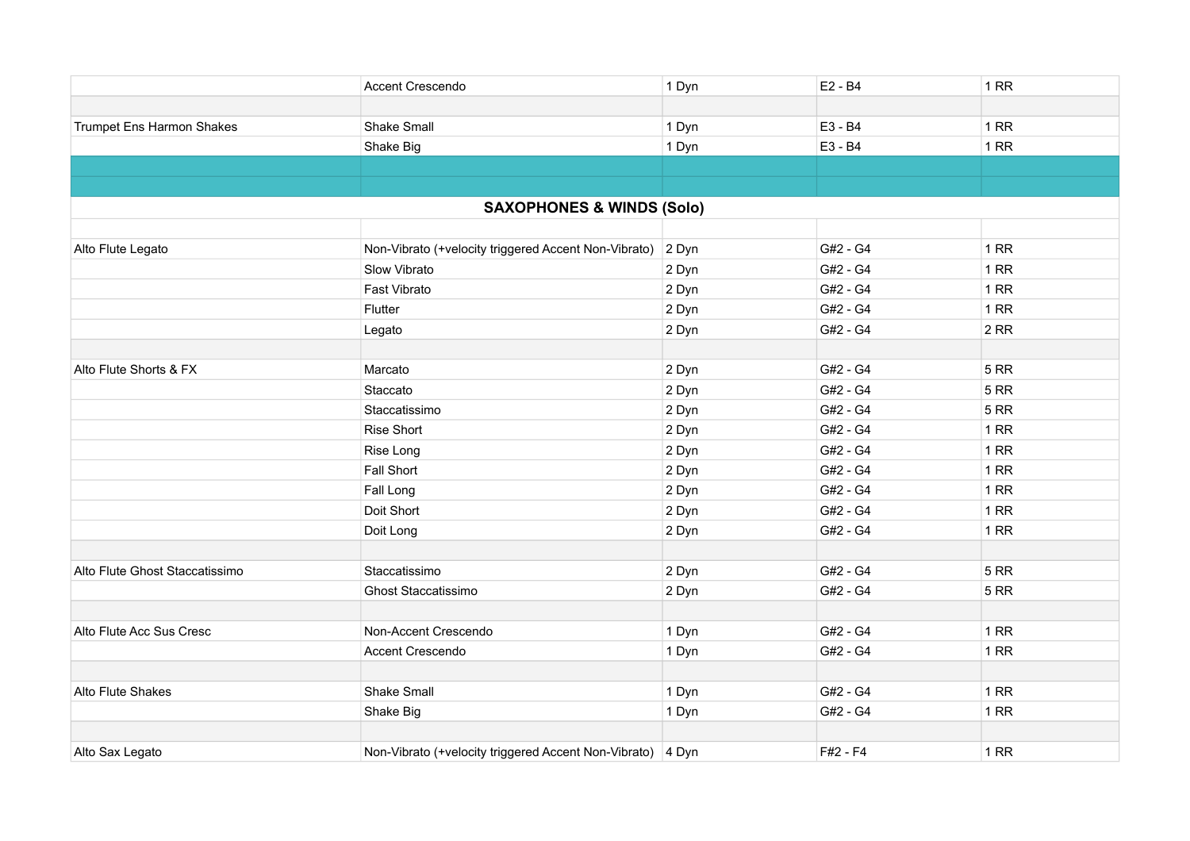| | | | | |
|---|---|---|---|---|
| | Accent Crescendo | 1 Dyn | E2 - B4 | 1 RR |
| | | | | |
| Trumpet Ens Harmon Shakes | Shake Small | 1 Dyn | E3 - B4 | 1 RR |
| | Shake Big | 1 Dyn | E3 - B4 | 1 RR |

## SAXOPHONES & WINDS (Solo)

| | | | | |
|---|---|---|---|---|
| Alto Flute Legato | Non-Vibrato (+velocity triggered Accent Non-Vibrato) | 2 Dyn | G#2 - G4 | 1 RR |
| | Slow Vibrato | 2 Dyn | G#2 - G4 | 1 RR |
| | Fast Vibrato | 2 Dyn | G#2 - G4 | 1 RR |
| | Flutter | 2 Dyn | G#2 - G4 | 1 RR |
| | Legato | 2 Dyn | G#2 - G4 | 2 RR |
| | | | | |
| Alto Flute Shorts & FX | Marcato | 2 Dyn | G#2 - G4 | 5 RR |
| | Staccato | 2 Dyn | G#2 - G4 | 5 RR |
| | Staccatissimo | 2 Dyn | G#2 - G4 | 5 RR |
| | Rise Short | 2 Dyn | G#2 - G4 | 1 RR |
| | Rise Long | 2 Dyn | G#2 - G4 | 1 RR |
| | Fall Short | 2 Dyn | G#2 - G4 | 1 RR |
| | Fall Long | 2 Dyn | G#2 - G4 | 1 RR |
| | Doit Short | 2 Dyn | G#2 - G4 | 1 RR |
| | Doit Long | 2 Dyn | G#2 - G4 | 1 RR |
| | | | | |
| Alto Flute Ghost Staccatissimo | Staccatissimo | 2 Dyn | G#2 - G4 | 5 RR |
| | Ghost Staccatissimo | 2 Dyn | G#2 - G4 | 5 RR |
| | | | | |
| Alto Flute Acc Sus Cresc | Non-Accent Crescendo | 1 Dyn | G#2 - G4 | 1 RR |
| | Accent Crescendo | 1 Dyn | G#2 - G4 | 1 RR |
| | | | | |
| Alto Flute Shakes | Shake Small | 1 Dyn | G#2 - G4 | 1 RR |
| | Shake Big | 1 Dyn | G#2 - G4 | 1 RR |
| | | | | |
| Alto Sax Legato | Non-Vibrato (+velocity triggered Accent Non-Vibrato) | 4 Dyn | F#2 - F4 | 1 RR |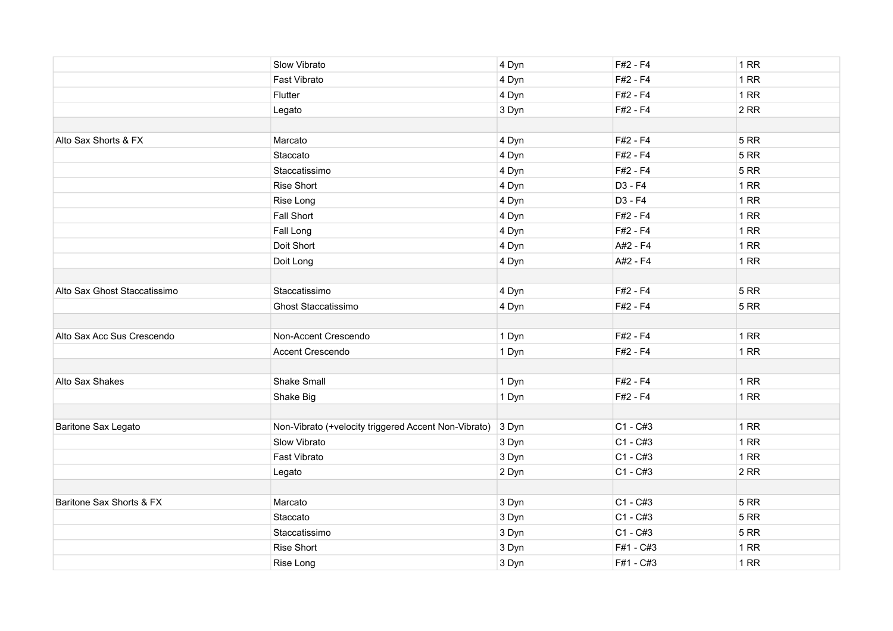| | | | | |
|---|---|---|---|---|
| | Slow Vibrato | 4 Dyn | F#2 - F4 | 1 RR |
| | Fast Vibrato | 4 Dyn | F#2 - F4 | 1 RR |
| | Flutter | 4 Dyn | F#2 - F4 | 1 RR |
| | Legato | 3 Dyn | F#2 - F4 | 2 RR |
| | | | | |
| Alto Sax Shorts & FX | Marcato | 4 Dyn | F#2 - F4 | 5 RR |
| | Staccato | 4 Dyn | F#2 - F4 | 5 RR |
| | Staccatissimo | 4 Dyn | F#2 - F4 | 5 RR |
| | Rise Short | 4 Dyn | D3 - F4 | 1 RR |
| | Rise Long | 4 Dyn | D3 - F4 | 1 RR |
| | Fall Short | 4 Dyn | F#2 - F4 | 1 RR |
| | Fall Long | 4 Dyn | F#2 - F4 | 1 RR |
| | Doit Short | 4 Dyn | A#2 - F4 | 1 RR |
| | Doit Long | 4 Dyn | A#2 - F4 | 1 RR |
| | | | | |
| Alto Sax Ghost Staccatissimo | Staccatissimo | 4 Dyn | F#2 - F4 | 5 RR |
| | Ghost Staccatissimo | 4 Dyn | F#2 - F4 | 5 RR |
| | | | | |
| Alto Sax Acc Sus Crescendo | Non-Accent Crescendo | 1 Dyn | F#2 - F4 | 1 RR |
| | Accent Crescendo | 1 Dyn | F#2 - F4 | 1 RR |
| | | | | |
| Alto Sax Shakes | Shake Small | 1 Dyn | F#2 - F4 | 1 RR |
| | Shake Big | 1 Dyn | F#2 - F4 | 1 RR |
| | | | | |
| Baritone Sax Legato | Non-Vibrato (+velocity triggered Accent Non-Vibrato) | 3 Dyn | C1 - C#3 | 1 RR |
| | Slow Vibrato | 3 Dyn | C1 - C#3 | 1 RR |
| | Fast Vibrato | 3 Dyn | C1 - C#3 | 1 RR |
| | Legato | 2 Dyn | C1 - C#3 | 2 RR |
| | | | | |
| Baritone Sax Shorts & FX | Marcato | 3 Dyn | C1 - C#3 | 5 RR |
| | Staccato | 3 Dyn | C1 - C#3 | 5 RR |
| | Staccatissimo | 3 Dyn | C1 - C#3 | 5 RR |
| | Rise Short | 3 Dyn | F#1 - C#3 | 1 RR |
| | Rise Long | 3 Dyn | F#1 - C#3 | 1 RR |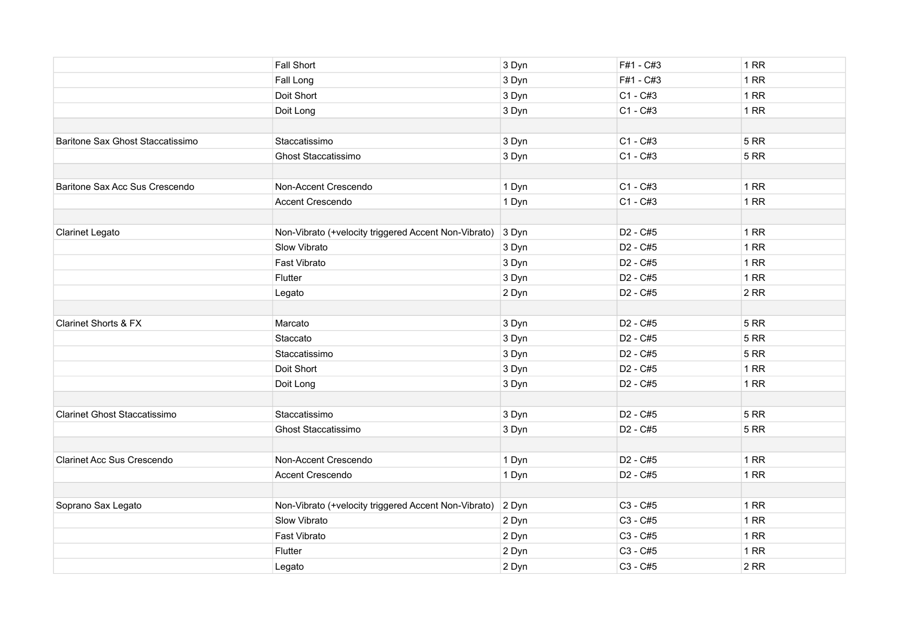| | | | | |
|---|---|---|---|---|
| | Fall Short | 3 Dyn | F#1 - C#3 | 1 RR |
| | Fall Long | 3 Dyn | F#1 - C#3 | 1 RR |
| | Doit Short | 3 Dyn | C1 - C#3 | 1 RR |
| | Doit Long | 3 Dyn | C1 - C#3 | 1 RR |
| | | | | |
| Baritone Sax Ghost Staccatissimo | Staccatissimo | 3 Dyn | C1 - C#3 | 5 RR |
| | Ghost Staccatissimo | 3 Dyn | C1 - C#3 | 5 RR |
| | | | | |
| Baritone Sax Acc Sus Crescendo | Non-Accent Crescendo | 1 Dyn | C1 - C#3 | 1 RR |
| | Accent Crescendo | 1 Dyn | C1 - C#3 | 1 RR |
| | | | | |
| Clarinet Legato | Non-Vibrato (+velocity triggered Accent Non-Vibrato) | 3 Dyn | D2 - C#5 | 1 RR |
| | Slow Vibrato | 3 Dyn | D2 - C#5 | 1 RR |
| | Fast Vibrato | 3 Dyn | D2 - C#5 | 1 RR |
| | Flutter | 3 Dyn | D2 - C#5 | 1 RR |
| | Legato | 2 Dyn | D2 - C#5 | 2 RR |
| | | | | |
| Clarinet Shorts & FX | Marcato | 3 Dyn | D2 - C#5 | 5 RR |
| | Staccato | 3 Dyn | D2 - C#5 | 5 RR |
| | Staccatissimo | 3 Dyn | D2 - C#5 | 5 RR |
| | Doit Short | 3 Dyn | D2 - C#5 | 1 RR |
| | Doit Long | 3 Dyn | D2 - C#5 | 1 RR |
| | | | | |
| Clarinet Ghost Staccatissimo | Staccatissimo | 3 Dyn | D2 - C#5 | 5 RR |
| | Ghost Staccatissimo | 3 Dyn | D2 - C#5 | 5 RR |
| | | | | |
| Clarinet Acc Sus Crescendo | Non-Accent Crescendo | 1 Dyn | D2 - C#5 | 1 RR |
| | Accent Crescendo | 1 Dyn | D2 - C#5 | 1 RR |
| | | | | |
| Soprano Sax Legato | Non-Vibrato (+velocity triggered Accent Non-Vibrato) | 2 Dyn | C3 - C#5 | 1 RR |
| | Slow Vibrato | 2 Dyn | C3 - C#5 | 1 RR |
| | Fast Vibrato | 2 Dyn | C3 - C#5 | 1 RR |
| | Flutter | 2 Dyn | C3 - C#5 | 1 RR |
| | Legato | 2 Dyn | C3 - C#5 | 2 RR |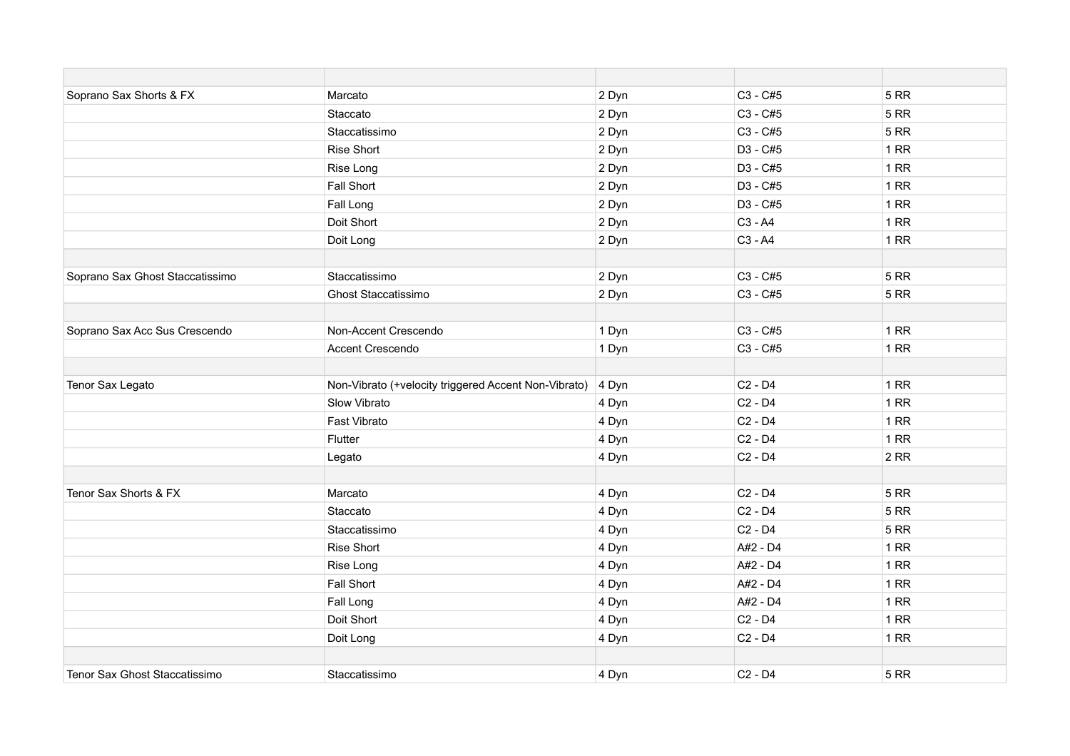| | | | | |
|---|---|---|---|---|
| Soprano Sax Shorts & FX | Marcato | 2 Dyn | C3 - C#5 | 5 RR |
| | Staccato | 2 Dyn | C3 - C#5 | 5 RR |
| | Staccatissimo | 2 Dyn | C3 - C#5 | 5 RR |
| | Rise Short | 2 Dyn | D3 - C#5 | 1 RR |
| | Rise Long | 2 Dyn | D3 - C#5 | 1 RR |
| | Fall Short | 2 Dyn | D3 - C#5 | 1 RR |
| | Fall Long | 2 Dyn | D3 - C#5 | 1 RR |
| | Doit Short | 2 Dyn | C3 - A4 | 1 RR |
| | Doit Long | 2 Dyn | C3 - A4 | 1 RR |
| | | | | |
| Soprano Sax Ghost Staccatissimo | Staccatissimo | 2 Dyn | C3 - C#5 | 5 RR |
| | Ghost Staccatissimo | 2 Dyn | C3 - C#5 | 5 RR |
| | | | | |
| Soprano Sax Acc Sus Crescendo | Non-Accent Crescendo | 1 Dyn | C3 - C#5 | 1 RR |
| | Accent Crescendo | 1 Dyn | C3 - C#5 | 1 RR |
| | | | | |
| Tenor Sax Legato | Non-Vibrato (+velocity triggered Accent Non-Vibrato) | 4 Dyn | C2 - D4 | 1 RR |
| | Slow Vibrato | 4 Dyn | C2 - D4 | 1 RR |
| | Fast Vibrato | 4 Dyn | C2 - D4 | 1 RR |
| | Flutter | 4 Dyn | C2 - D4 | 1 RR |
| | Legato | 4 Dyn | C2 - D4 | 2 RR |
| | | | | |
| Tenor Sax Shorts & FX | Marcato | 4 Dyn | C2 - D4 | 5 RR |
| | Staccato | 4 Dyn | C2 - D4 | 5 RR |
| | Staccatissimo | 4 Dyn | C2 - D4 | 5 RR |
| | Rise Short | 4 Dyn | A#2 - D4 | 1 RR |
| | Rise Long | 4 Dyn | A#2 - D4 | 1 RR |
| | Fall Short | 4 Dyn | A#2 - D4 | 1 RR |
| | Fall Long | 4 Dyn | A#2 - D4 | 1 RR |
| | Doit Short | 4 Dyn | C2 - D4 | 1 RR |
| | Doit Long | 4 Dyn | C2 - D4 | 1 RR |
| | | | | |
| Tenor Sax Ghost Staccatissimo | Staccatissimo | 4 Dyn | C2 - D4 | 5 RR |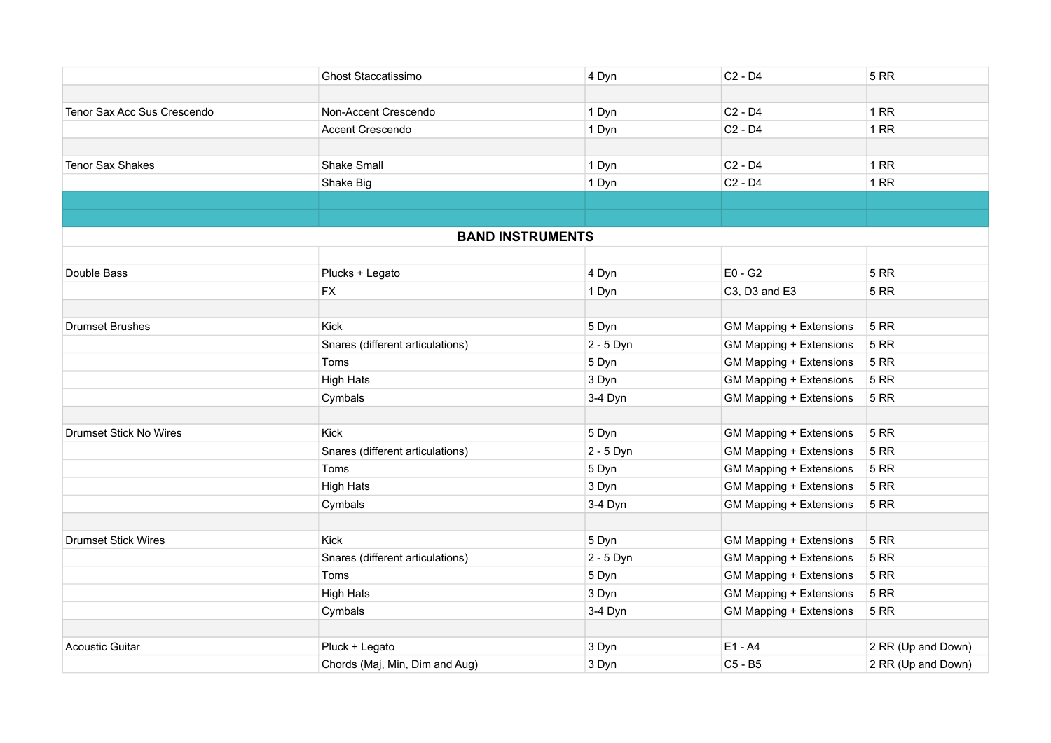| | | | | |
|---|---|---|---|---|
| | Ghost Staccatissimo | 4 Dyn | C2 - D4 | 5 RR |
| | | | | |
| Tenor Sax Acc Sus Crescendo | Non-Accent Crescendo | 1 Dyn | C2 - D4 | 1 RR |
| | Accent Crescendo | 1 Dyn | C2 - D4 | 1 RR |
| | | | | |
| Tenor Sax Shakes | Shake Small | 1 Dyn | C2 - D4 | 1 RR |
| | Shake Big | 1 Dyn | C2 - D4 | 1 RR |

## BAND INSTRUMENTS

| | | | | |
|---|---|---|---|---|
| Double Bass | Plucks + Legato | 4 Dyn | E0 - G2 | 5 RR |
| | FX | 1 Dyn | C3, D3 and E3 | 5 RR |
| | | | | |
| Drumset Brushes | Kick | 5 Dyn | GM Mapping + Extensions | 5 RR |
| | Snares (different articulations) | 2 - 5 Dyn | GM Mapping + Extensions | 5 RR |
| | Toms | 5 Dyn | GM Mapping + Extensions | 5 RR |
| | High Hats | 3 Dyn | GM Mapping + Extensions | 5 RR |
| | Cymbals | 3-4 Dyn | GM Mapping + Extensions | 5 RR |
| | | | | |
| Drumset Stick No Wires | Kick | 5 Dyn | GM Mapping + Extensions | 5 RR |
| | Snares (different articulations) | 2 - 5 Dyn | GM Mapping + Extensions | 5 RR |
| | Toms | 5 Dyn | GM Mapping + Extensions | 5 RR |
| | High Hats | 3 Dyn | GM Mapping + Extensions | 5 RR |
| | Cymbals | 3-4 Dyn | GM Mapping + Extensions | 5 RR |
| | | | | |
| Drumset Stick Wires | Kick | 5 Dyn | GM Mapping + Extensions | 5 RR |
| | Snares (different articulations) | 2 - 5 Dyn | GM Mapping + Extensions | 5 RR |
| | Toms | 5 Dyn | GM Mapping + Extensions | 5 RR |
| | High Hats | 3 Dyn | GM Mapping + Extensions | 5 RR |
| | Cymbals | 3-4 Dyn | GM Mapping + Extensions | 5 RR |
| | | | | |
| Acoustic Guitar | Pluck + Legato | 3 Dyn | E1 - A4 | 2 RR (Up and Down) |
| | Chords (Maj, Min, Dim and Aug) | 3 Dyn | C5 - B5 | 2 RR (Up and Down) |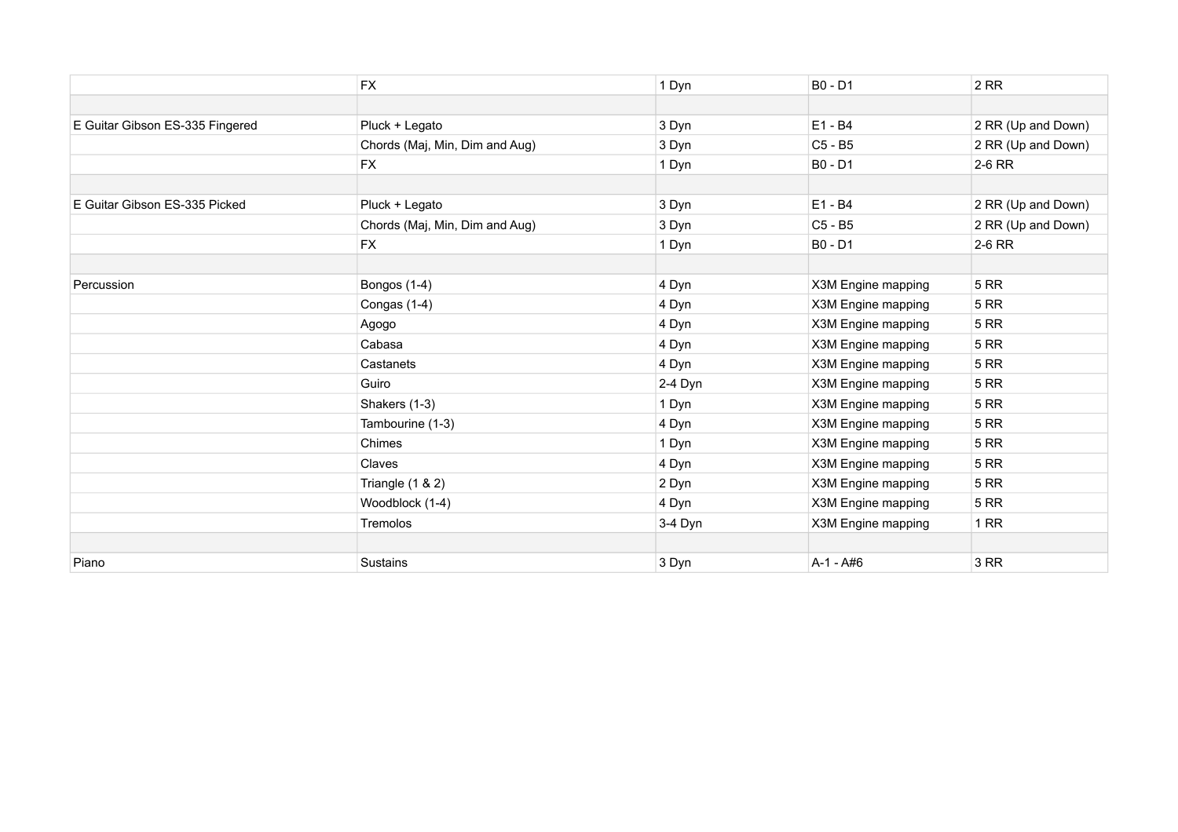| | | | | |
|---|---|---|---|---|
| | FX | 1 Dyn | B0 - D1 | 2 RR |
| | | | | |
| E Guitar Gibson ES-335 Fingered | Pluck + Legato | 3 Dyn | E1 - B4 | 2 RR (Up and Down) |
| | Chords (Maj, Min, Dim and Aug) | 3 Dyn | C5 - B5 | 2 RR (Up and Down) |
| | FX | 1 Dyn | B0 - D1 | 2-6 RR |
| | | | | |
| E Guitar Gibson ES-335 Picked | Pluck + Legato | 3 Dyn | E1 - B4 | 2 RR (Up and Down) |
| | Chords (Maj, Min, Dim and Aug) | 3 Dyn | C5 - B5 | 2 RR (Up and Down) |
| | FX | 1 Dyn | B0 - D1 | 2-6 RR |
| | | | | |
| Percussion | Bongos (1-4) | 4 Dyn | X3M Engine mapping | 5 RR |
| | Congas (1-4) | 4 Dyn | X3M Engine mapping | 5 RR |
| | Agogo | 4 Dyn | X3M Engine mapping | 5 RR |
| | Cabasa | 4 Dyn | X3M Engine mapping | 5 RR |
| | Castanets | 4 Dyn | X3M Engine mapping | 5 RR |
| | Guiro | 2-4 Dyn | X3M Engine mapping | 5 RR |
| | Shakers (1-3) | 1 Dyn | X3M Engine mapping | 5 RR |
| | Tambourine (1-3) | 4 Dyn | X3M Engine mapping | 5 RR |
| | Chimes | 1 Dyn | X3M Engine mapping | 5 RR |
| | Claves | 4 Dyn | X3M Engine mapping | 5 RR |
| | Triangle (1 & 2) | 2 Dyn | X3M Engine mapping | 5 RR |
| | Woodblock (1-4) | 4 Dyn | X3M Engine mapping | 5 RR |
| | Tremolos | 3-4 Dyn | X3M Engine mapping | 1 RR |
| | | | | |
| Piano | Sustains | 3 Dyn | A-1 - A#6 | 3 RR |